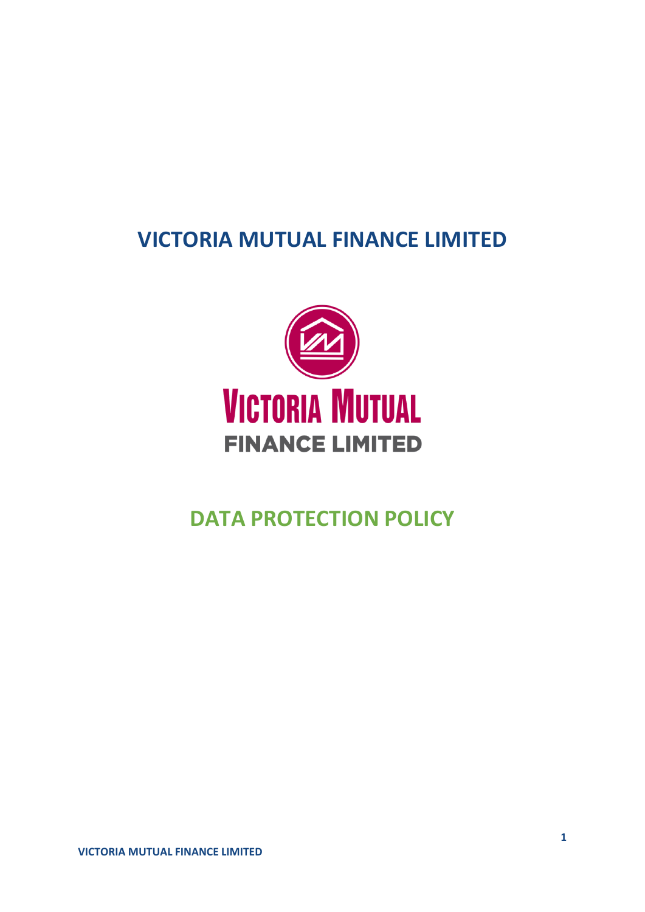# VICTORIA MUTUAL FINANCE LIMITED

VICTORIA MUTUAL

FINANCE LIMITED

## DATA PROTECTION POLICY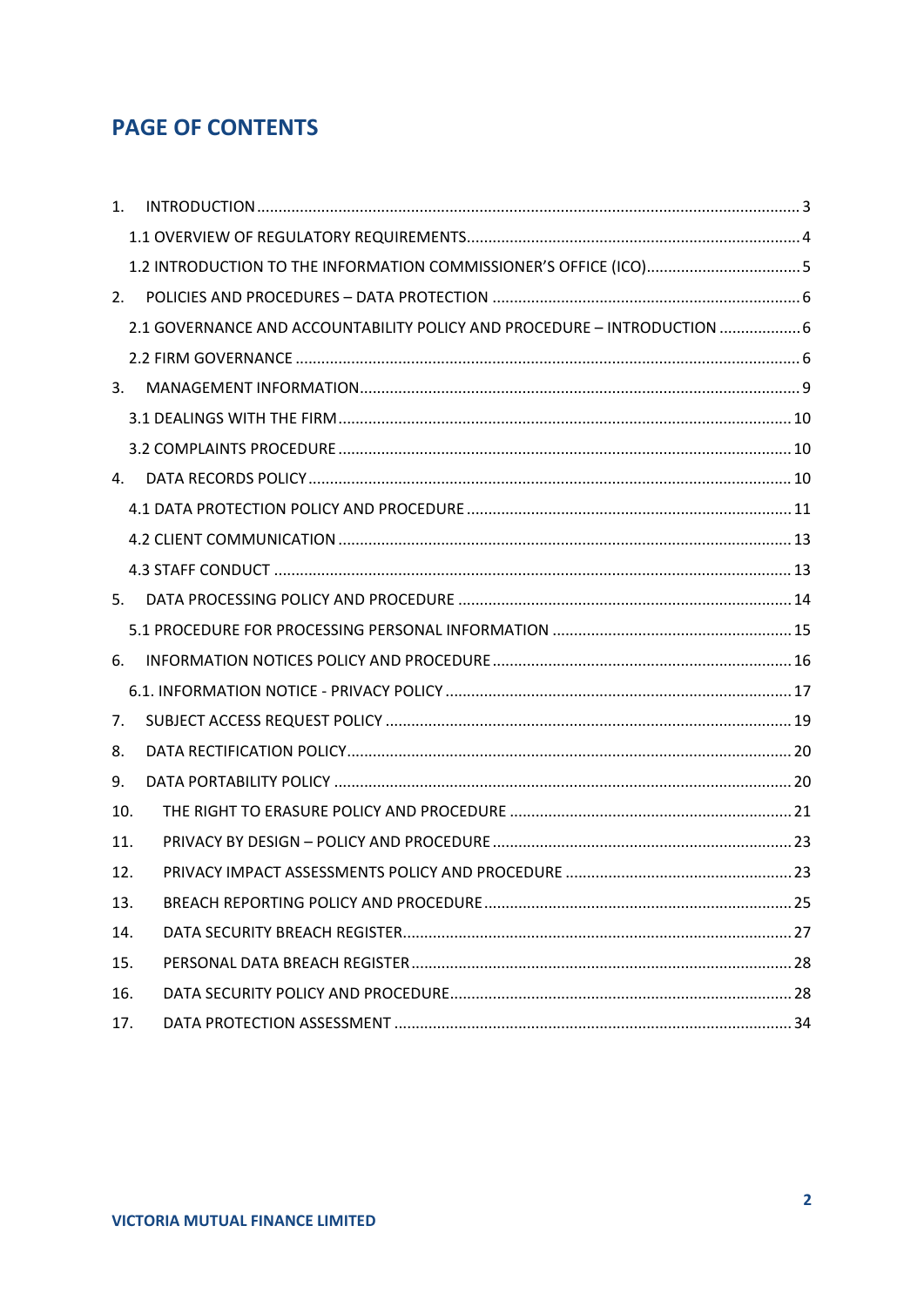## PAGE OF CONTENTS

1. INTRODUCTION ........ 3
   - 1.1 OVERVIEW OF REGULATORY REQUIREMENTS ........ 4
   - 1.2 INTRODUCTION TO THE INFORMATION COMMISSIONER'S OFFICE (ICO) ........ 5
2. POLICIES AND PROCEDURES – DATA PROTECTION ........ 6
   - 2.1 GOVERNANCE AND ACCOUNTABILITY POLICY AND PROCEDURE – INTRODUCTION ........ 6
   - 2.2 FIRM GOVERNANCE ........ 6
3. MANAGEMENT INFORMATION ........ 9
   - 3.1 DEALINGS WITH THE FIRM ........ 10
   - 3.2 COMPLAINTS PROCEDURE ........ 10
4. DATA RECORDS POLICY ........ 10
   - 4.1 DATA PROTECTION POLICY AND PROCEDURE ........ 11
   - 4.2 CLIENT COMMUNICATION ........ 13
   - 4.3 STAFF CONDUCT ........ 13
5. DATA PROCESSING POLICY AND PROCEDURE ........ 14
   - 5.1 PROCEDURE FOR PROCESSING PERSONAL INFORMATION ........ 15
6. INFORMATION NOTICES POLICY AND PROCEDURE ........ 16
   - 6.1. INFORMATION NOTICE - PRIVACY POLICY ........ 17
7. SUBJECT ACCESS REQUEST POLICY ........ 19
8. DATA RECTIFICATION POLICY ........ 20
9. DATA PORTABILITY POLICY ........ 20
10. THE RIGHT TO ERASURE POLICY AND PROCEDURE ........ 21
11. PRIVACY BY DESIGN – POLICY AND PROCEDURE ........ 23
12. PRIVACY IMPACT ASSESSMENTS POLICY AND PROCEDURE ........ 23
13. BREACH REPORTING POLICY AND PROCEDURE ........ 25
14. DATA SECURITY BREACH REGISTER ........ 27
15. PERSONAL DATA BREACH REGISTER ........ 28
16. DATA SECURITY POLICY AND PROCEDURE ........ 28
17. DATA PROTECTION ASSESSMENT ........ 34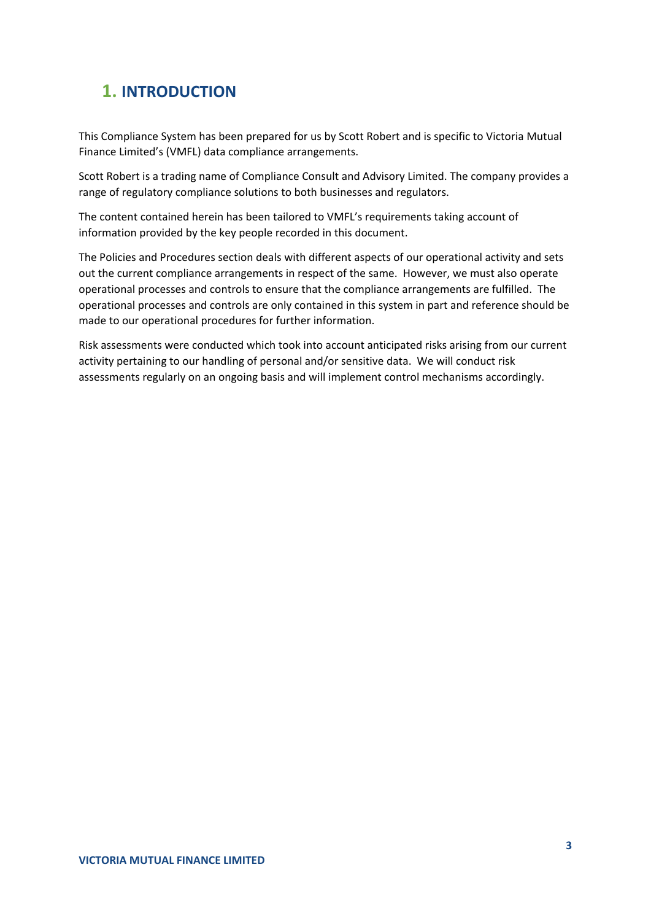# 1. INTRODUCTION

This Compliance System has been prepared for us by Scott Robert and is specific to Victoria Mutual Finance Limited's (VMFL) data compliance arrangements.

Scott Robert is a trading name of Compliance Consult and Advisory Limited. The company provides a range of regulatory compliance solutions to both businesses and regulators.

The content contained herein has been tailored to VMFL's requirements taking account of information provided by the key people recorded in this document.

The Policies and Procedures section deals with different aspects of our operational activity and sets out the current compliance arrangements in respect of the same. However, we must also operate operational processes and controls to ensure that the compliance arrangements are fulfilled. The operational processes and controls are only contained in this system in part and reference should be made to our operational procedures for further information.

Risk assessments were conducted which took into account anticipated risks arising from our current activity pertaining to our handling of personal and/or sensitive data. We will conduct risk assessments regularly on an ongoing basis and will implement control mechanisms accordingly.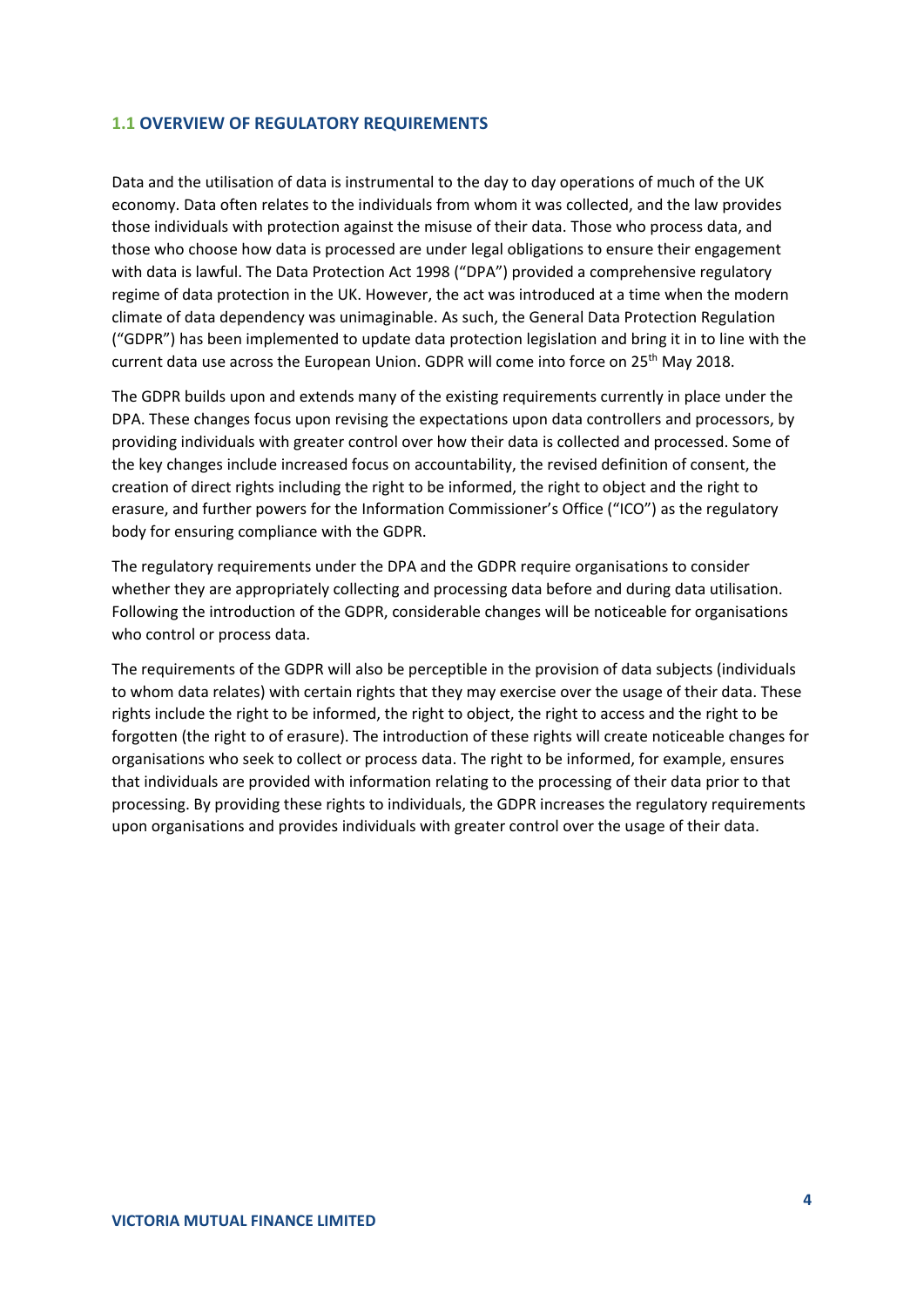## 1.1 OVERVIEW OF REGULATORY REQUIREMENTS

Data and the utilisation of data is instrumental to the day to day operations of much of the UK economy. Data often relates to the individuals from whom it was collected, and the law provides those individuals with protection against the misuse of their data. Those who process data, and those who choose how data is processed are under legal obligations to ensure their engagement with data is lawful. The Data Protection Act 1998 ("DPA") provided a comprehensive regulatory regime of data protection in the UK. However, the act was introduced at a time when the modern climate of data dependency was unimaginable. As such, the General Data Protection Regulation ("GDPR") has been implemented to update data protection legislation and bring it in to line with the current data use across the European Union. GDPR will come into force on 25th May 2018.

The GDPR builds upon and extends many of the existing requirements currently in place under the DPA. These changes focus upon revising the expectations upon data controllers and processors, by providing individuals with greater control over how their data is collected and processed. Some of the key changes include increased focus on accountability, the revised definition of consent, the creation of direct rights including the right to be informed, the right to object and the right to erasure, and further powers for the Information Commissioner's Office ("ICO") as the regulatory body for ensuring compliance with the GDPR.

The regulatory requirements under the DPA and the GDPR require organisations to consider whether they are appropriately collecting and processing data before and during data utilisation. Following the introduction of the GDPR, considerable changes will be noticeable for organisations who control or process data.

The requirements of the GDPR will also be perceptible in the provision of data subjects (individuals to whom data relates) with certain rights that they may exercise over the usage of their data. These rights include the right to be informed, the right to object, the right to access and the right to be forgotten (the right to of erasure). The introduction of these rights will create noticeable changes for organisations who seek to collect or process data. The right to be informed, for example, ensures that individuals are provided with information relating to the processing of their data prior to that processing. By providing these rights to individuals, the GDPR increases the regulatory requirements upon organisations and provides individuals with greater control over the usage of their data.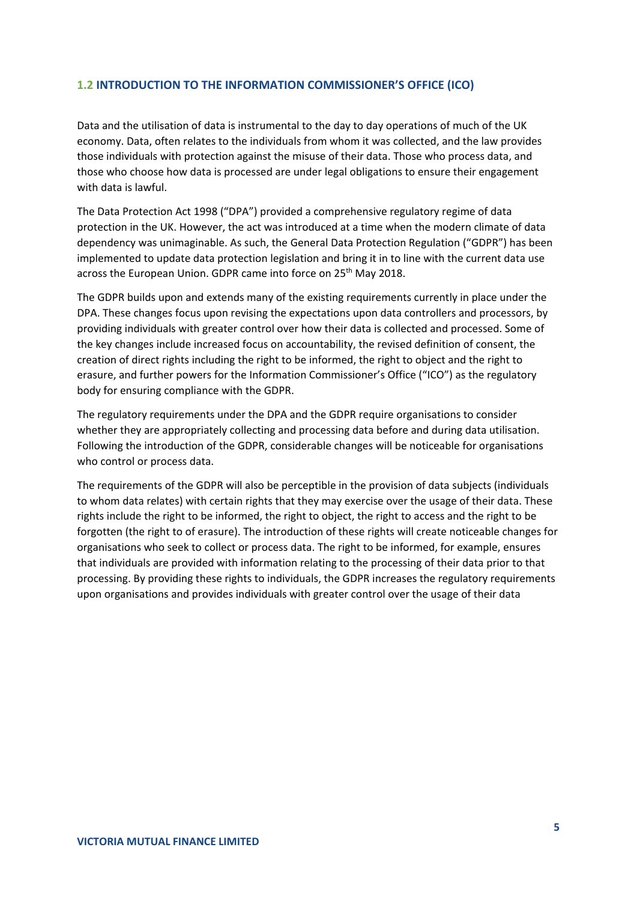## 1.2 INTRODUCTION TO THE INFORMATION COMMISSIONER'S OFFICE (ICO)

Data and the utilisation of data is instrumental to the day to day operations of much of the UK economy. Data, often relates to the individuals from whom it was collected, and the law provides those individuals with protection against the misuse of their data. Those who process data, and those who choose how data is processed are under legal obligations to ensure their engagement with data is lawful.

The Data Protection Act 1998 ("DPA") provided a comprehensive regulatory regime of data protection in the UK. However, the act was introduced at a time when the modern climate of data dependency was unimaginable. As such, the General Data Protection Regulation ("GDPR") has been implemented to update data protection legislation and bring it in to line with the current data use across the European Union. GDPR came into force on 25th May 2018.

The GDPR builds upon and extends many of the existing requirements currently in place under the DPA. These changes focus upon revising the expectations upon data controllers and processors, by providing individuals with greater control over how their data is collected and processed. Some of the key changes include increased focus on accountability, the revised definition of consent, the creation of direct rights including the right to be informed, the right to object and the right to erasure, and further powers for the Information Commissioner's Office ("ICO") as the regulatory body for ensuring compliance with the GDPR.

The regulatory requirements under the DPA and the GDPR require organisations to consider whether they are appropriately collecting and processing data before and during data utilisation. Following the introduction of the GDPR, considerable changes will be noticeable for organisations who control or process data.

The requirements of the GDPR will also be perceptible in the provision of data subjects (individuals to whom data relates) with certain rights that they may exercise over the usage of their data. These rights include the right to be informed, the right to object, the right to access and the right to be forgotten (the right to of erasure). The introduction of these rights will create noticeable changes for organisations who seek to collect or process data. The right to be informed, for example, ensures that individuals are provided with information relating to the processing of their data prior to that processing. By providing these rights to individuals, the GDPR increases the regulatory requirements upon organisations and provides individuals with greater control over the usage of their data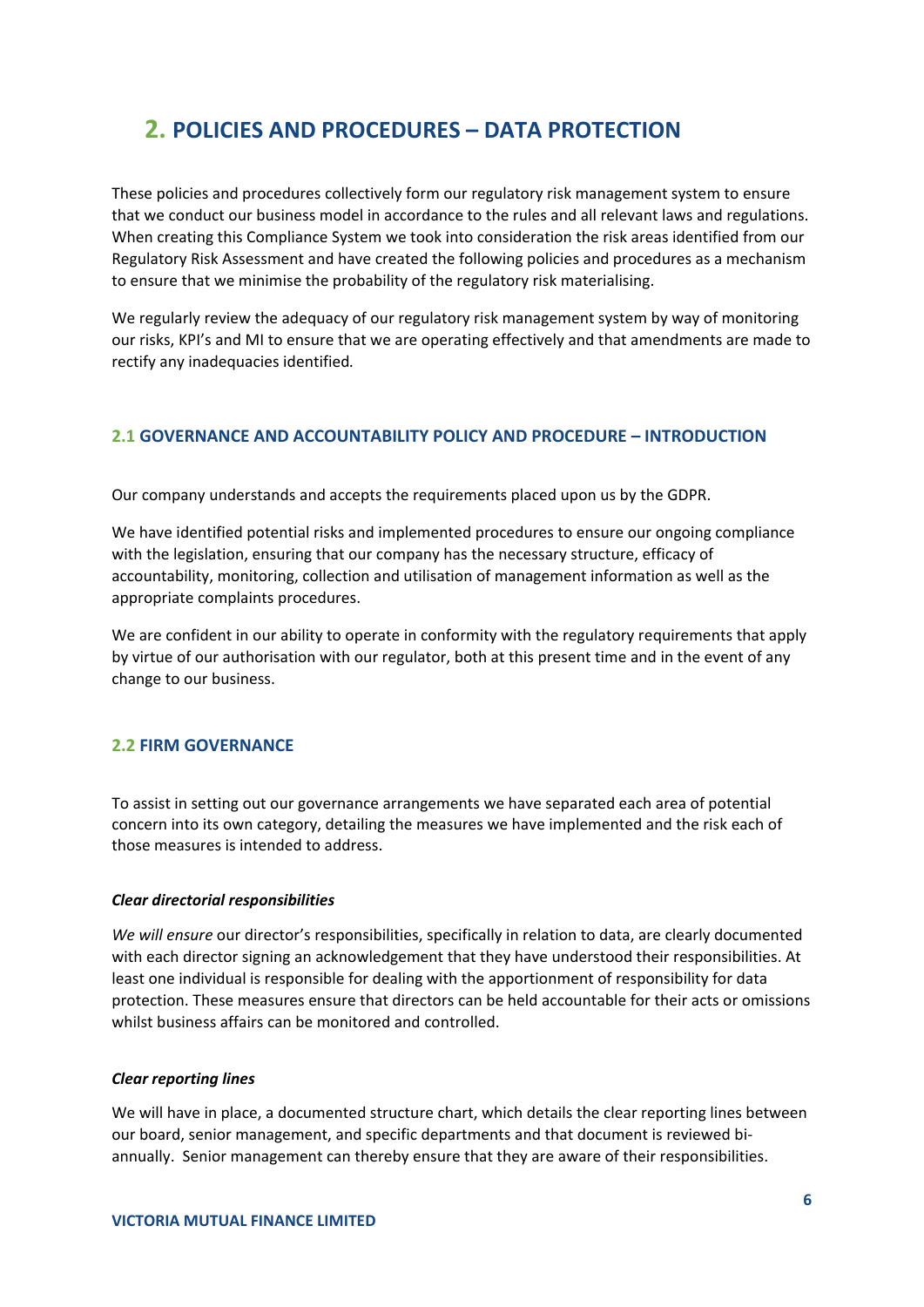# 2. POLICIES AND PROCEDURES – DATA PROTECTION

These policies and procedures collectively form our regulatory risk management system to ensure that we conduct our business model in accordance to the rules and all relevant laws and regulations. When creating this Compliance System we took into consideration the risk areas identified from our Regulatory Risk Assessment and have created the following policies and procedures as a mechanism to ensure that we minimise the probability of the regulatory risk materialising.

We regularly review the adequacy of our regulatory risk management system by way of monitoring our risks, KPI's and MI to ensure that we are operating effectively and that amendments are made to rectify any inadequacies identified.

## 2.1 GOVERNANCE AND ACCOUNTABILITY POLICY AND PROCEDURE – INTRODUCTION

Our company understands and accepts the requirements placed upon us by the GDPR.

We have identified potential risks and implemented procedures to ensure our ongoing compliance with the legislation, ensuring that our company has the necessary structure, efficacy of accountability, monitoring, collection and utilisation of management information as well as the appropriate complaints procedures.

We are confident in our ability to operate in conformity with the regulatory requirements that apply by virtue of our authorisation with our regulator, both at this present time and in the event of any change to our business.

## 2.2 FIRM GOVERNANCE

To assist in setting out our governance arrangements we have separated each area of potential concern into its own category, detailing the measures we have implemented and the risk each of those measures is intended to address.

***Clear directorial responsibilities***

*We will ensure* our director's responsibilities, specifically in relation to data, are clearly documented with each director signing an acknowledgement that they have understood their responsibilities. At least one individual is responsible for dealing with the apportionment of responsibility for data protection. These measures ensure that directors can be held accountable for their acts or omissions whilst business affairs can be monitored and controlled.

***Clear reporting lines***

We will have in place, a documented structure chart, which details the clear reporting lines between our board, senior management, and specific departments and that document is reviewed bi-annually. Senior management can thereby ensure that they are aware of their responsibilities.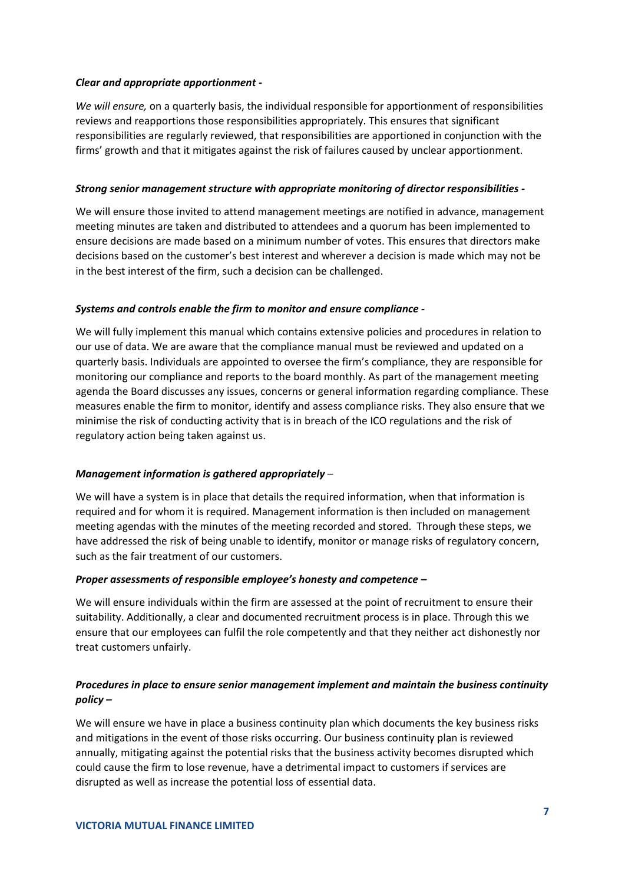***Clear and appropriate apportionment -***

*We will ensure,* on a quarterly basis, the individual responsible for apportionment of responsibilities reviews and reapportions those responsibilities appropriately. This ensures that significant responsibilities are regularly reviewed, that responsibilities are apportioned in conjunction with the firms' growth and that it mitigates against the risk of failures caused by unclear apportionment.

***Strong senior management structure with appropriate monitoring of director responsibilities -***

We will ensure those invited to attend management meetings are notified in advance, management meeting minutes are taken and distributed to attendees and a quorum has been implemented to ensure decisions are made based on a minimum number of votes. This ensures that directors make decisions based on the customer's best interest and wherever a decision is made which may not be in the best interest of the firm, such a decision can be challenged.

***Systems and controls enable the firm to monitor and ensure compliance -***

We will fully implement this manual which contains extensive policies and procedures in relation to our use of data. We are aware that the compliance manual must be reviewed and updated on a quarterly basis. Individuals are appointed to oversee the firm's compliance, they are responsible for monitoring our compliance and reports to the board monthly. As part of the management meeting agenda the Board discusses any issues, concerns or general information regarding compliance. These measures enable the firm to monitor, identify and assess compliance risks. They also ensure that we minimise the risk of conducting activity that is in breach of the ICO regulations and the risk of regulatory action being taken against us.

***Management information is gathered appropriately* –**

We will have a system is in place that details the required information, when that information is required and for whom it is required. Management information is then included on management meeting agendas with the minutes of the meeting recorded and stored. Through these steps, we have addressed the risk of being unable to identify, monitor or manage risks of regulatory concern, such as the fair treatment of our customers.

***Proper assessments of responsible employee's honesty and competence –***

We will ensure individuals within the firm are assessed at the point of recruitment to ensure their suitability. Additionally, a clear and documented recruitment process is in place. Through this we ensure that our employees can fulfil the role competently and that they neither act dishonestly nor treat customers unfairly.

***Procedures in place to ensure senior management implement and maintain the business continuity policy –***

We will ensure we have in place a business continuity plan which documents the key business risks and mitigations in the event of those risks occurring. Our business continuity plan is reviewed annually, mitigating against the potential risks that the business activity becomes disrupted which could cause the firm to lose revenue, have a detrimental impact to customers if services are disrupted as well as increase the potential loss of essential data.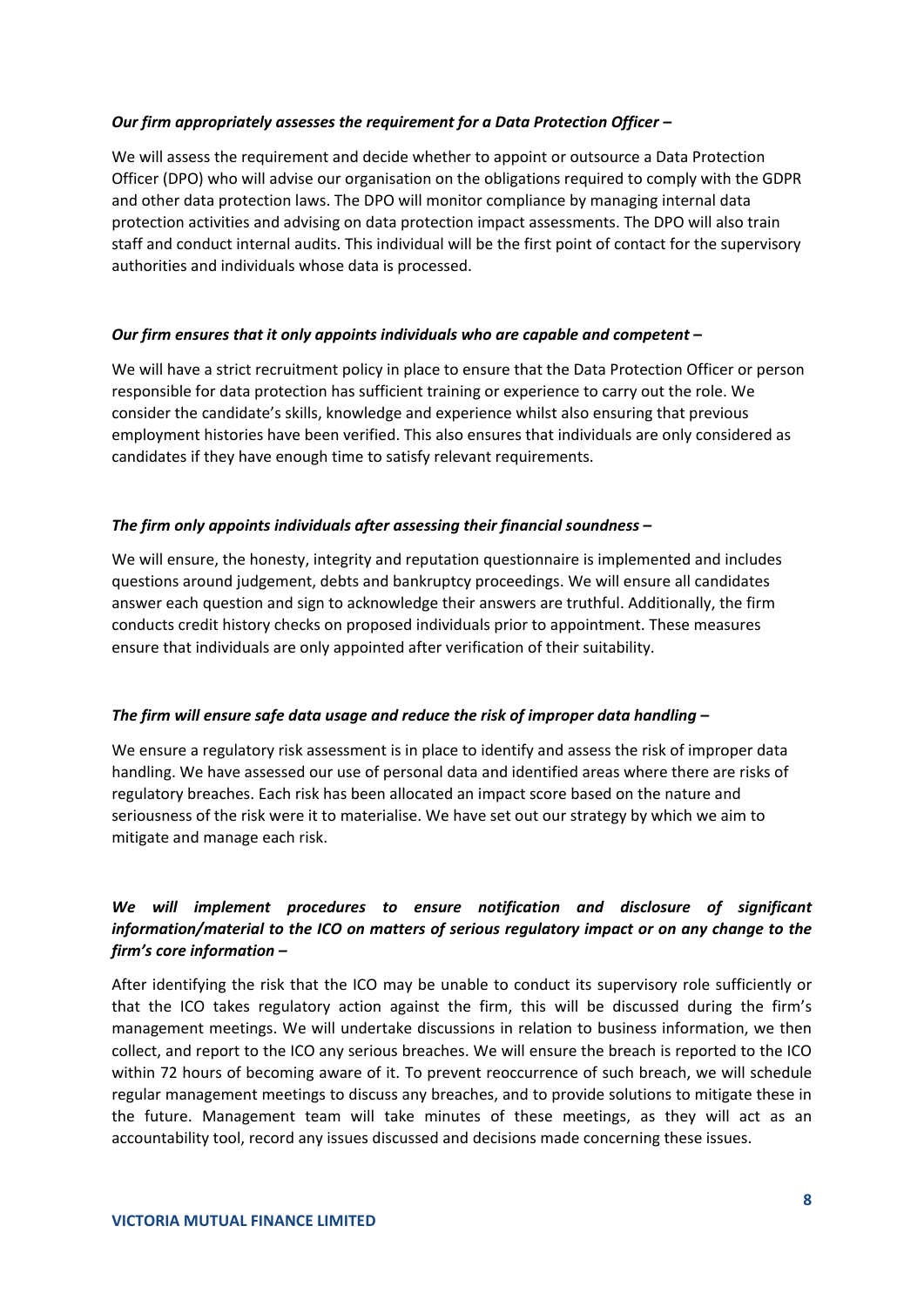***Our firm appropriately assesses the requirement for a Data Protection Officer –***

We will assess the requirement and decide whether to appoint or outsource a Data Protection Officer (DPO) who will advise our organisation on the obligations required to comply with the GDPR and other data protection laws. The DPO will monitor compliance by managing internal data protection activities and advising on data protection impact assessments. The DPO will also train staff and conduct internal audits. This individual will be the first point of contact for the supervisory authorities and individuals whose data is processed.

***Our firm ensures that it only appoints individuals who are capable and competent –***

We will have a strict recruitment policy in place to ensure that the Data Protection Officer or person responsible for data protection has sufficient training or experience to carry out the role. We consider the candidate's skills, knowledge and experience whilst also ensuring that previous employment histories have been verified. This also ensures that individuals are only considered as candidates if they have enough time to satisfy relevant requirements.

***The firm only appoints individuals after assessing their financial soundness –***

We will ensure, the honesty, integrity and reputation questionnaire is implemented and includes questions around judgement, debts and bankruptcy proceedings. We will ensure all candidates answer each question and sign to acknowledge their answers are truthful. Additionally, the firm conducts credit history checks on proposed individuals prior to appointment. These measures ensure that individuals are only appointed after verification of their suitability.

***The firm will ensure safe data usage and reduce the risk of improper data handling –***

We ensure a regulatory risk assessment is in place to identify and assess the risk of improper data handling. We have assessed our use of personal data and identified areas where there are risks of regulatory breaches. Each risk has been allocated an impact score based on the nature and seriousness of the risk were it to materialise. We have set out our strategy by which we aim to mitigate and manage each risk.

***We will implement procedures to ensure notification and disclosure of significant information/material to the ICO on matters of serious regulatory impact or on any change to the firm's core information –***

After identifying the risk that the ICO may be unable to conduct its supervisory role sufficiently or that the ICO takes regulatory action against the firm, this will be discussed during the firm's management meetings. We will undertake discussions in relation to business information, we then collect, and report to the ICO any serious breaches. We will ensure the breach is reported to the ICO within 72 hours of becoming aware of it. To prevent reoccurrence of such breach, we will schedule regular management meetings to discuss any breaches, and to provide solutions to mitigate these in the future. Management team will take minutes of these meetings, as they will act as an accountability tool, record any issues discussed and decisions made concerning these issues.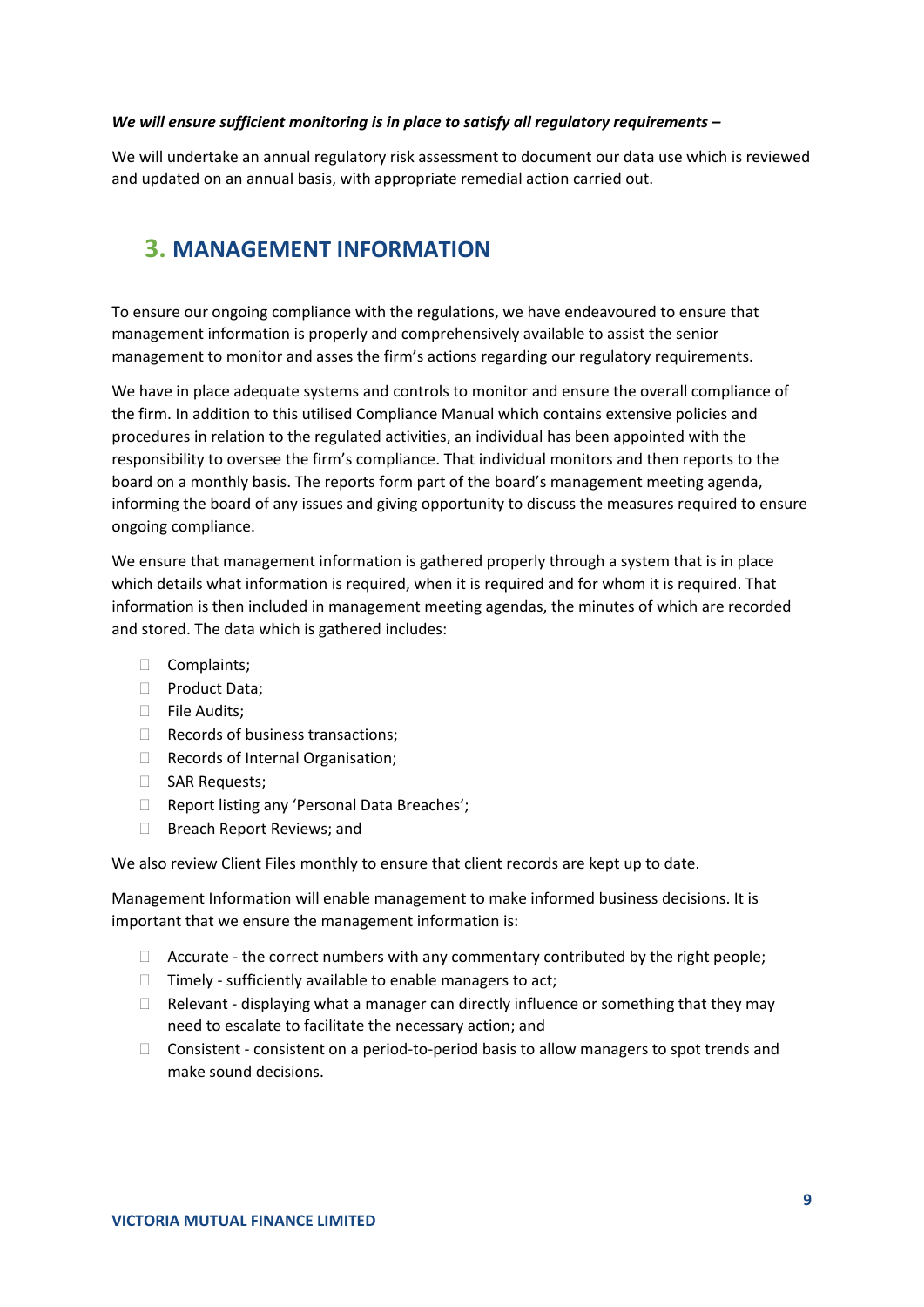***We will ensure sufficient monitoring is in place to satisfy all regulatory requirements –***

We will undertake an annual regulatory risk assessment to document our data use which is reviewed and updated on an annual basis, with appropriate remedial action carried out.

## 3. MANAGEMENT INFORMATION

To ensure our ongoing compliance with the regulations, we have endeavoured to ensure that management information is properly and comprehensively available to assist the senior management to monitor and asses the firm's actions regarding our regulatory requirements.

We have in place adequate systems and controls to monitor and ensure the overall compliance of the firm. In addition to this utilised Compliance Manual which contains extensive policies and procedures in relation to the regulated activities, an individual has been appointed with the responsibility to oversee the firm's compliance. That individual monitors and then reports to the board on a monthly basis. The reports form part of the board's management meeting agenda, informing the board of any issues and giving opportunity to discuss the measures required to ensure ongoing compliance.

We ensure that management information is gathered properly through a system that is in place which details what information is required, when it is required and for whom it is required. That information is then included in management meeting agendas, the minutes of which are recorded and stored. The data which is gathered includes:

- Complaints;
- Product Data;
- File Audits;
- Records of business transactions;
- Records of Internal Organisation;
- SAR Requests;
- Report listing any 'Personal Data Breaches';
- Breach Report Reviews; and

We also review Client Files monthly to ensure that client records are kept up to date.

Management Information will enable management to make informed business decisions. It is important that we ensure the management information is:

- Accurate - the correct numbers with any commentary contributed by the right people;
- Timely - sufficiently available to enable managers to act;
- Relevant - displaying what a manager can directly influence or something that they may need to escalate to facilitate the necessary action; and
- Consistent - consistent on a period-to-period basis to allow managers to spot trends and make sound decisions.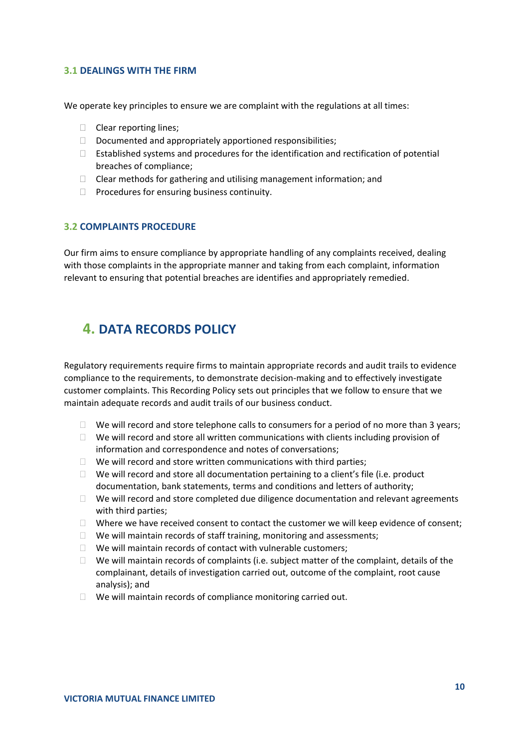### 3.1 DEALINGS WITH THE FIRM

We operate key principles to ensure we are complaint with the regulations at all times:

- Clear reporting lines;
- Documented and appropriately apportioned responsibilities;
- Established systems and procedures for the identification and rectification of potential breaches of compliance;
- Clear methods for gathering and utilising management information; and
- Procedures for ensuring business continuity.

### 3.2 COMPLAINTS PROCEDURE

Our firm aims to ensure compliance by appropriate handling of any complaints received, dealing with those complaints in the appropriate manner and taking from each complaint, information relevant to ensuring that potential breaches are identifies and appropriately remedied.

## 4. DATA RECORDS POLICY

Regulatory requirements require firms to maintain appropriate records and audit trails to evidence compliance to the requirements, to demonstrate decision-making and to effectively investigate customer complaints. This Recording Policy sets out principles that we follow to ensure that we maintain adequate records and audit trails of our business conduct.

- We will record and store telephone calls to consumers for a period of no more than 3 years;
- We will record and store all written communications with clients including provision of information and correspondence and notes of conversations;
- We will record and store written communications with third parties;
- We will record and store all documentation pertaining to a client's file (i.e. product documentation, bank statements, terms and conditions and letters of authority;
- We will record and store completed due diligence documentation and relevant agreements with third parties;
- Where we have received consent to contact the customer we will keep evidence of consent;
- We will maintain records of staff training, monitoring and assessments;
- We will maintain records of contact with vulnerable customers;
- We will maintain records of complaints (i.e. subject matter of the complaint, details of the complainant, details of investigation carried out, outcome of the complaint, root cause analysis); and
- We will maintain records of compliance monitoring carried out.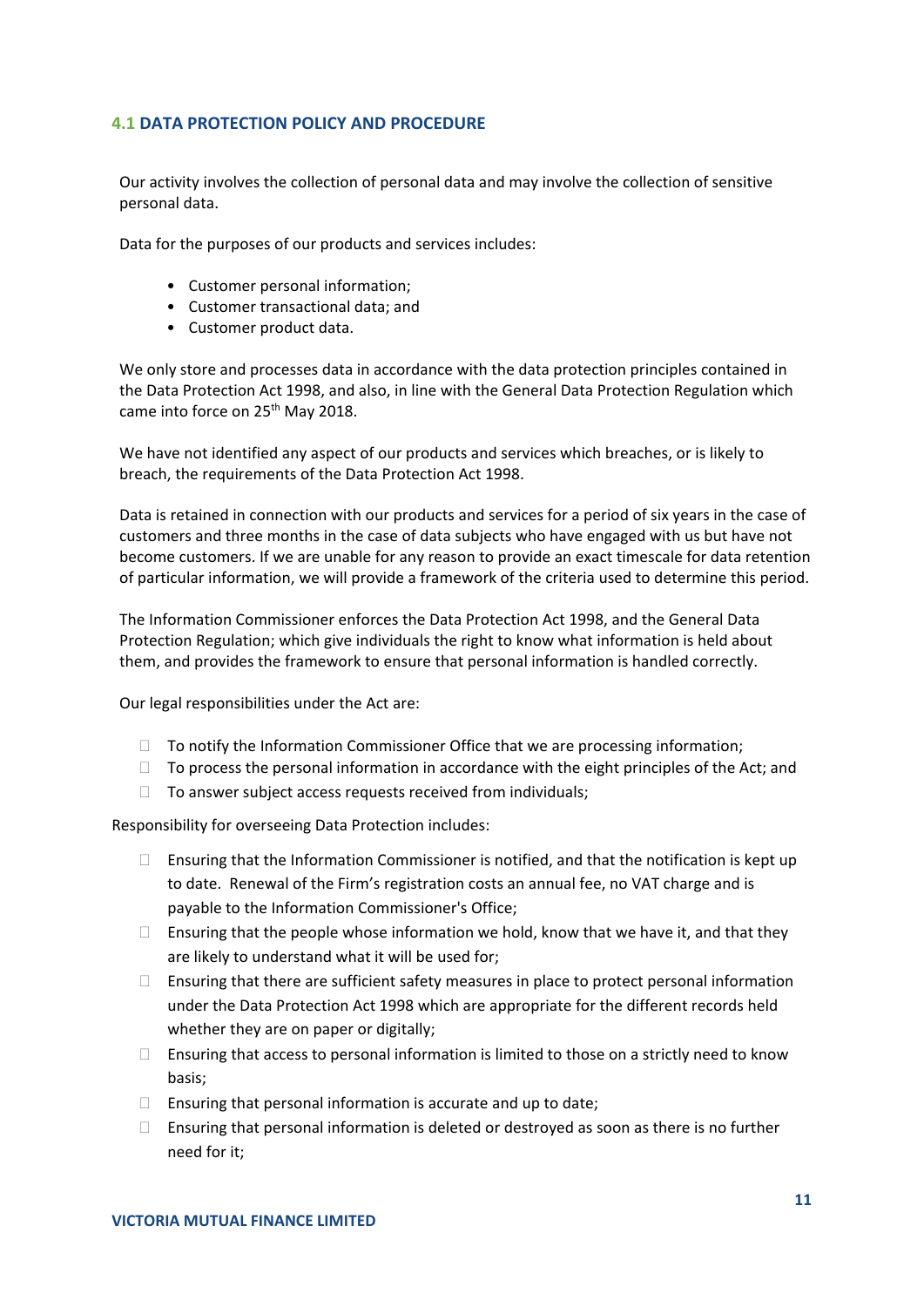## 4.1 DATA PROTECTION POLICY AND PROCEDURE

Our activity involves the collection of personal data and may involve the collection of sensitive personal data.

Data for the purposes of our products and services includes:

- Customer personal information;
- Customer transactional data; and
- Customer product data.

We only store and processes data in accordance with the data protection principles contained in the Data Protection Act 1998, and also, in line with the General Data Protection Regulation which came into force on 25th May 2018.

We have not identified any aspect of our products and services which breaches, or is likely to breach, the requirements of the Data Protection Act 1998.

Data is retained in connection with our products and services for a period of six years in the case of customers and three months in the case of data subjects who have engaged with us but have not become customers. If we are unable for any reason to provide an exact timescale for data retention of particular information, we will provide a framework of the criteria used to determine this period.

The Information Commissioner enforces the Data Protection Act 1998, and the General Data Protection Regulation; which give individuals the right to know what information is held about them, and provides the framework to ensure that personal information is handled correctly.

Our legal responsibilities under the Act are:

- To notify the Information Commissioner Office that we are processing information;
- To process the personal information in accordance with the eight principles of the Act; and
- To answer subject access requests received from individuals;

Responsibility for overseeing Data Protection includes:

- Ensuring that the Information Commissioner is notified, and that the notification is kept up to date. Renewal of the Firm's registration costs an annual fee, no VAT charge and is payable to the Information Commissioner's Office;
- Ensuring that the people whose information we hold, know that we have it, and that they are likely to understand what it will be used for;
- Ensuring that there are sufficient safety measures in place to protect personal information under the Data Protection Act 1998 which are appropriate for the different records held whether they are on paper or digitally;
- Ensuring that access to personal information is limited to those on a strictly need to know basis;
- Ensuring that personal information is accurate and up to date;
- Ensuring that personal information is deleted or destroyed as soon as there is no further need for it;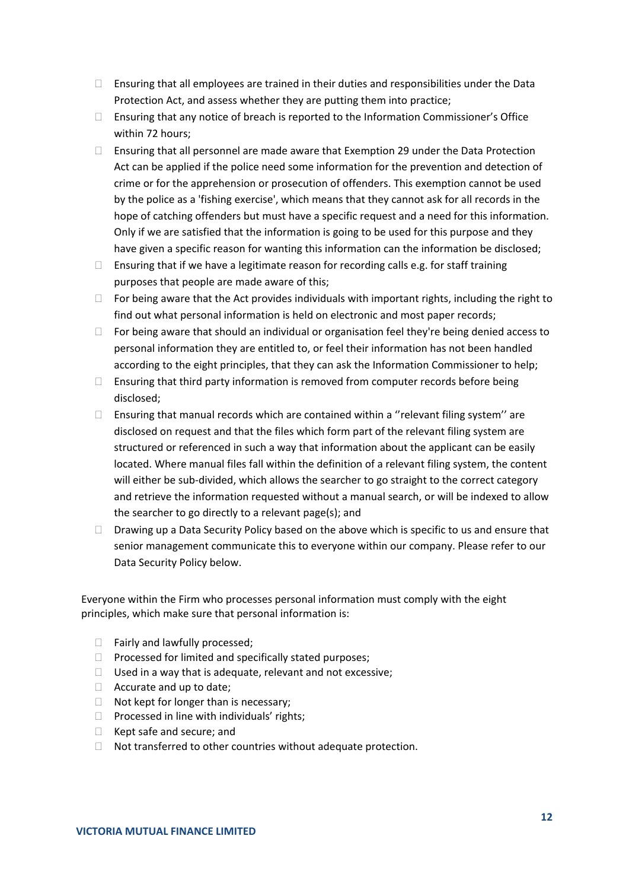- Ensuring that all employees are trained in their duties and responsibilities under the Data Protection Act, and assess whether they are putting them into practice;
- Ensuring that any notice of breach is reported to the Information Commissioner's Office within 72 hours;
- Ensuring that all personnel are made aware that Exemption 29 under the Data Protection Act can be applied if the police need some information for the prevention and detection of crime or for the apprehension or prosecution of offenders. This exemption cannot be used by the police as a 'fishing exercise', which means that they cannot ask for all records in the hope of catching offenders but must have a specific request and a need for this information. Only if we are satisfied that the information is going to be used for this purpose and they have given a specific reason for wanting this information can the information be disclosed;
- Ensuring that if we have a legitimate reason for recording calls e.g. for staff training purposes that people are made aware of this;
- For being aware that the Act provides individuals with important rights, including the right to find out what personal information is held on electronic and most paper records;
- For being aware that should an individual or organisation feel they're being denied access to personal information they are entitled to, or feel their information has not been handled according to the eight principles, that they can ask the Information Commissioner to help;
- Ensuring that third party information is removed from computer records before being disclosed;
- Ensuring that manual records which are contained within a ''relevant filing system'' are disclosed on request and that the files which form part of the relevant filing system are structured or referenced in such a way that information about the applicant can be easily located. Where manual files fall within the definition of a relevant filing system, the content will either be sub-divided, which allows the searcher to go straight to the correct category and retrieve the information requested without a manual search, or will be indexed to allow the searcher to go directly to a relevant page(s); and
- Drawing up a Data Security Policy based on the above which is specific to us and ensure that senior management communicate this to everyone within our company. Please refer to our Data Security Policy below.

Everyone within the Firm who processes personal information must comply with the eight principles, which make sure that personal information is:

- Fairly and lawfully processed;
- Processed for limited and specifically stated purposes;
- Used in a way that is adequate, relevant and not excessive;
- Accurate and up to date;
- Not kept for longer than is necessary;
- Processed in line with individuals' rights;
- Kept safe and secure; and
- Not transferred to other countries without adequate protection.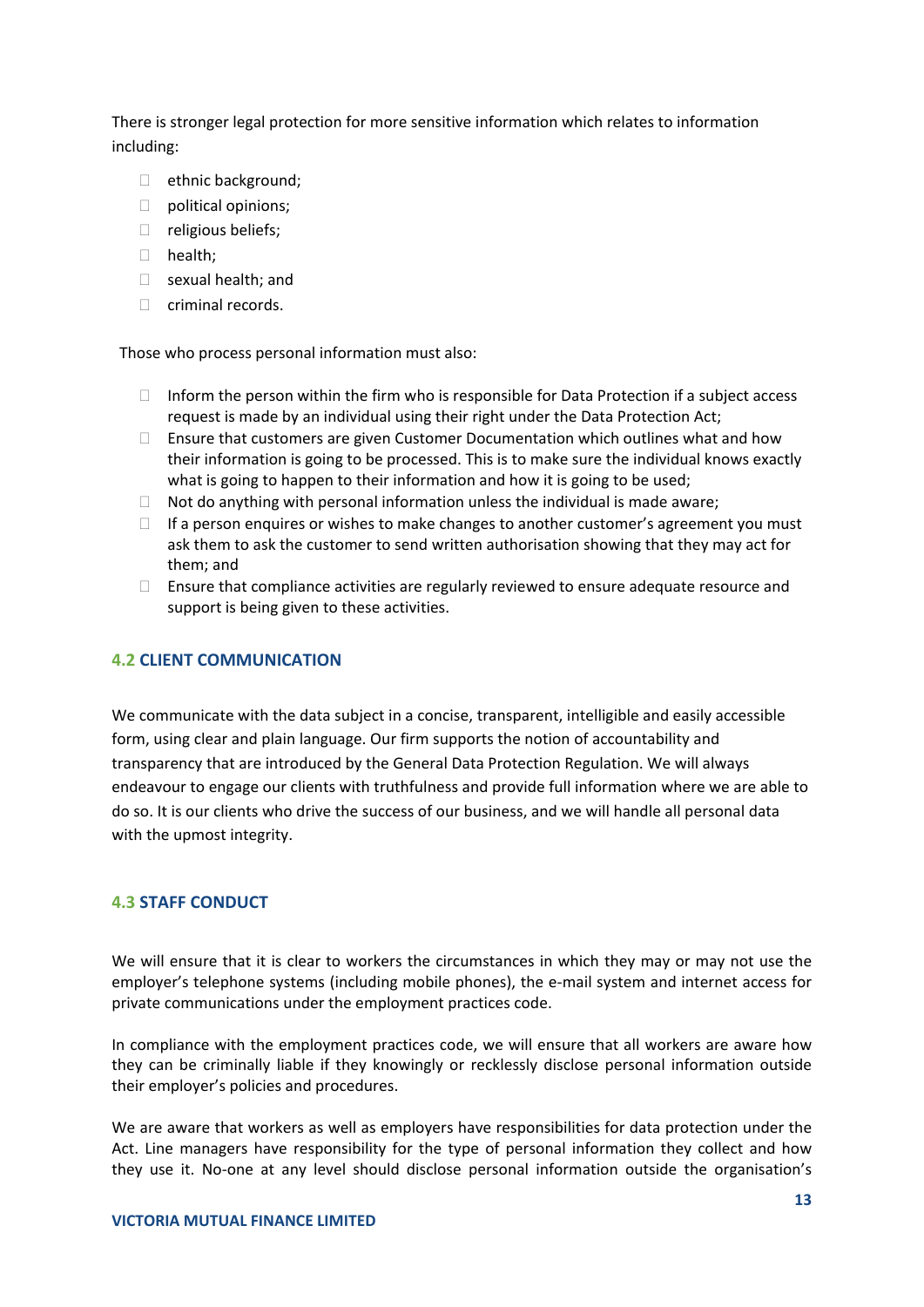There is stronger legal protection for more sensitive information which relates to information including:

- ethnic background;
- political opinions;
- religious beliefs;
- health;
- sexual health; and
- criminal records.

Those who process personal information must also:

- Inform the person within the firm who is responsible for Data Protection if a subject access request is made by an individual using their right under the Data Protection Act;
- Ensure that customers are given Customer Documentation which outlines what and how their information is going to be processed. This is to make sure the individual knows exactly what is going to happen to their information and how it is going to be used;
- Not do anything with personal information unless the individual is made aware;
- If a person enquires or wishes to make changes to another customer's agreement you must ask them to ask the customer to send written authorisation showing that they may act for them; and
- Ensure that compliance activities are regularly reviewed to ensure adequate resource and support is being given to these activities.

### 4.2 CLIENT COMMUNICATION

We communicate with the data subject in a concise, transparent, intelligible and easily accessible form, using clear and plain language. Our firm supports the notion of accountability and transparency that are introduced by the General Data Protection Regulation. We will always endeavour to engage our clients with truthfulness and provide full information where we are able to do so. It is our clients who drive the success of our business, and we will handle all personal data with the upmost integrity.

### 4.3 STAFF CONDUCT

We will ensure that it is clear to workers the circumstances in which they may or may not use the employer's telephone systems (including mobile phones), the e-mail system and internet access for private communications under the employment practices code.

In compliance with the employment practices code, we will ensure that all workers are aware how they can be criminally liable if they knowingly or recklessly disclose personal information outside their employer's policies and procedures.

We are aware that workers as well as employers have responsibilities for data protection under the Act. Line managers have responsibility for the type of personal information they collect and how they use it. No-one at any level should disclose personal information outside the organisation's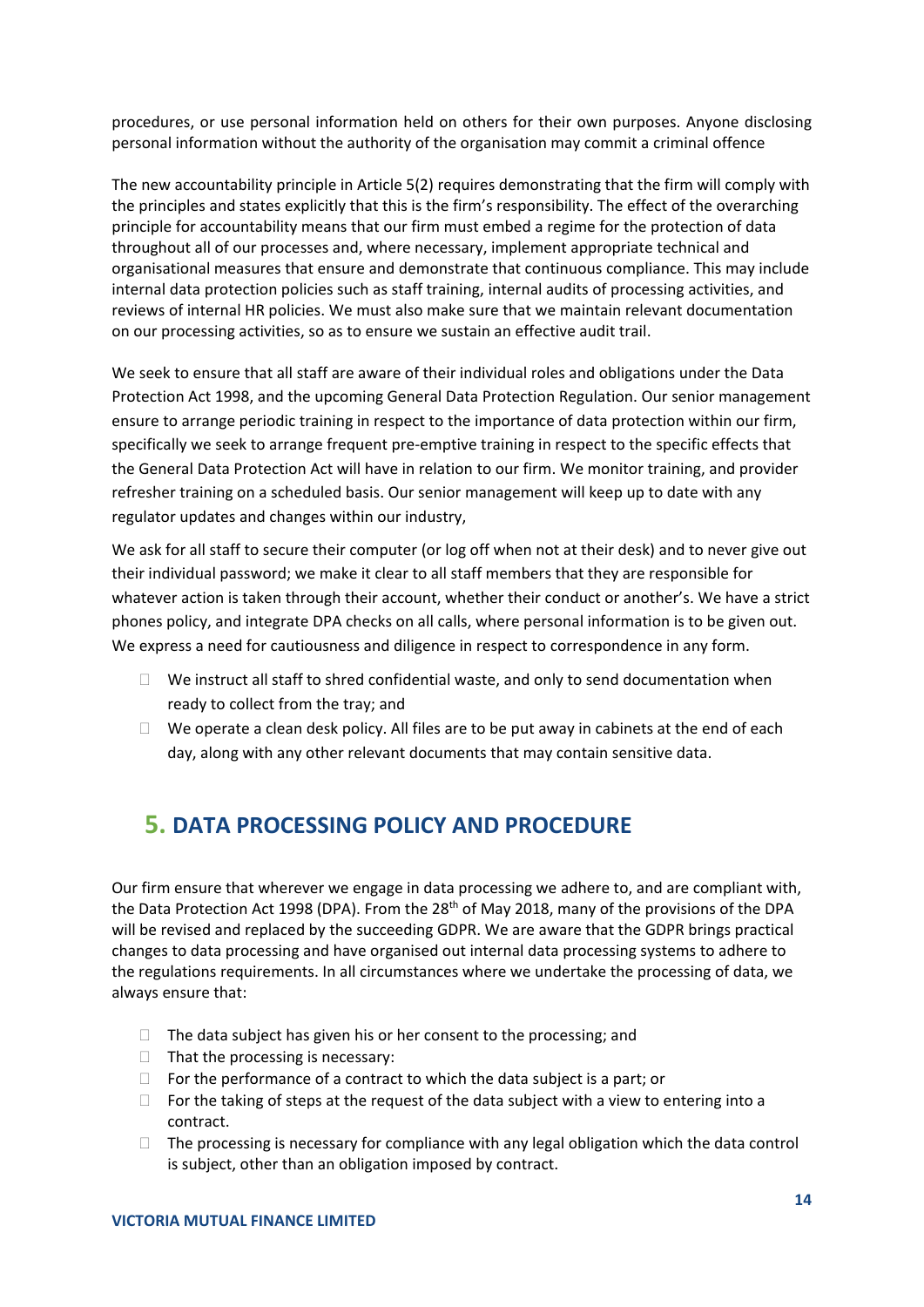procedures, or use personal information held on others for their own purposes. Anyone disclosing personal information without the authority of the organisation may commit a criminal offence

The new accountability principle in Article 5(2) requires demonstrating that the firm will comply with the principles and states explicitly that this is the firm's responsibility. The effect of the overarching principle for accountability means that our firm must embed a regime for the protection of data throughout all of our processes and, where necessary, implement appropriate technical and organisational measures that ensure and demonstrate that continuous compliance. This may include internal data protection policies such as staff training, internal audits of processing activities, and reviews of internal HR policies. We must also make sure that we maintain relevant documentation on our processing activities, so as to ensure we sustain an effective audit trail.

We seek to ensure that all staff are aware of their individual roles and obligations under the Data Protection Act 1998, and the upcoming General Data Protection Regulation. Our senior management ensure to arrange periodic training in respect to the importance of data protection within our firm, specifically we seek to arrange frequent pre-emptive training in respect to the specific effects that the General Data Protection Act will have in relation to our firm. We monitor training, and provider refresher training on a scheduled basis. Our senior management will keep up to date with any regulator updates and changes within our industry,

We ask for all staff to secure their computer (or log off when not at their desk) and to never give out their individual password; we make it clear to all staff members that they are responsible for whatever action is taken through their account, whether their conduct or another's. We have a strict phones policy, and integrate DPA checks on all calls, where personal information is to be given out. We express a need for cautiousness and diligence in respect to correspondence in any form.

- We instruct all staff to shred confidential waste, and only to send documentation when ready to collect from the tray; and
- We operate a clean desk policy. All files are to be put away in cabinets at the end of each day, along with any other relevant documents that may contain sensitive data.

## 5. DATA PROCESSING POLICY AND PROCEDURE

Our firm ensure that wherever we engage in data processing we adhere to, and are compliant with, the Data Protection Act 1998 (DPA). From the 28th of May 2018, many of the provisions of the DPA will be revised and replaced by the succeeding GDPR. We are aware that the GDPR brings practical changes to data processing and have organised out internal data processing systems to adhere to the regulations requirements. In all circumstances where we undertake the processing of data, we always ensure that:

- The data subject has given his or her consent to the processing; and
- That the processing is necessary:
- For the performance of a contract to which the data subject is a part; or
- For the taking of steps at the request of the data subject with a view to entering into a contract.
- The processing is necessary for compliance with any legal obligation which the data control is subject, other than an obligation imposed by contract.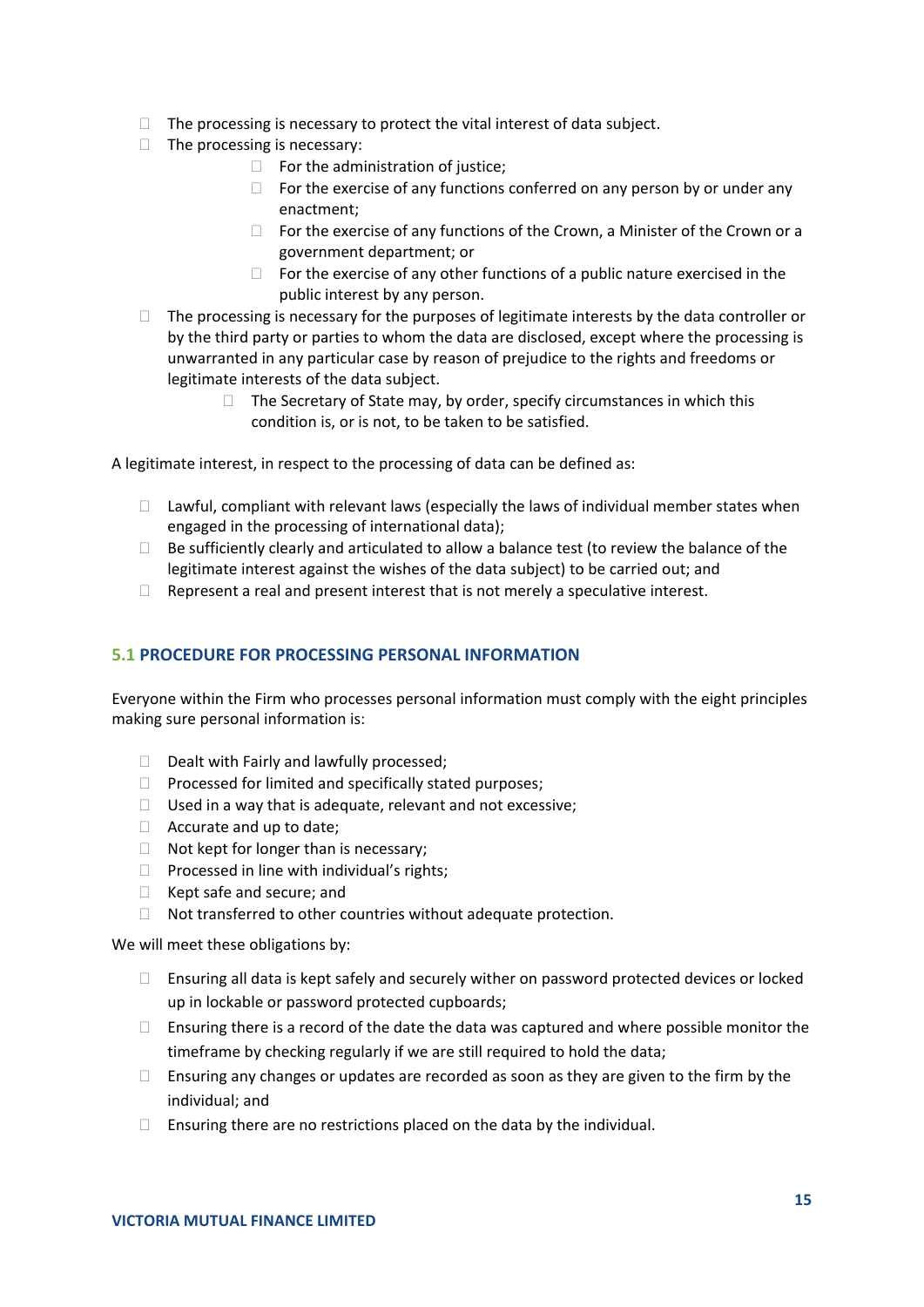- The processing is necessary to protect the vital interest of data subject.
- The processing is necessary:
    - For the administration of justice;
    - For the exercise of any functions conferred on any person by or under any enactment;
    - For the exercise of any functions of the Crown, a Minister of the Crown or a government department; or
    - For the exercise of any other functions of a public nature exercised in the public interest by any person.
- The processing is necessary for the purposes of legitimate interests by the data controller or by the third party or parties to whom the data are disclosed, except where the processing is unwarranted in any particular case by reason of prejudice to the rights and freedoms or legitimate interests of the data subject.
    - The Secretary of State may, by order, specify circumstances in which this condition is, or is not, to be taken to be satisfied.

A legitimate interest, in respect to the processing of data can be defined as:

- Lawful, compliant with relevant laws (especially the laws of individual member states when engaged in the processing of international data);
- Be sufficiently clearly and articulated to allow a balance test (to review the balance of the legitimate interest against the wishes of the data subject) to be carried out; and
- Represent a real and present interest that is not merely a speculative interest.

## 5.1 PROCEDURE FOR PROCESSING PERSONAL INFORMATION

Everyone within the Firm who processes personal information must comply with the eight principles making sure personal information is:

- Dealt with Fairly and lawfully processed;
- Processed for limited and specifically stated purposes;
- Used in a way that is adequate, relevant and not excessive;
- Accurate and up to date;
- Not kept for longer than is necessary;
- Processed in line with individual's rights;
- Kept safe and secure; and
- Not transferred to other countries without adequate protection.

We will meet these obligations by:

- Ensuring all data is kept safely and securely wither on password protected devices or locked up in lockable or password protected cupboards;
- Ensuring there is a record of the date the data was captured and where possible monitor the timeframe by checking regularly if we are still required to hold the data;
- Ensuring any changes or updates are recorded as soon as they are given to the firm by the individual; and
- Ensuring there are no restrictions placed on the data by the individual.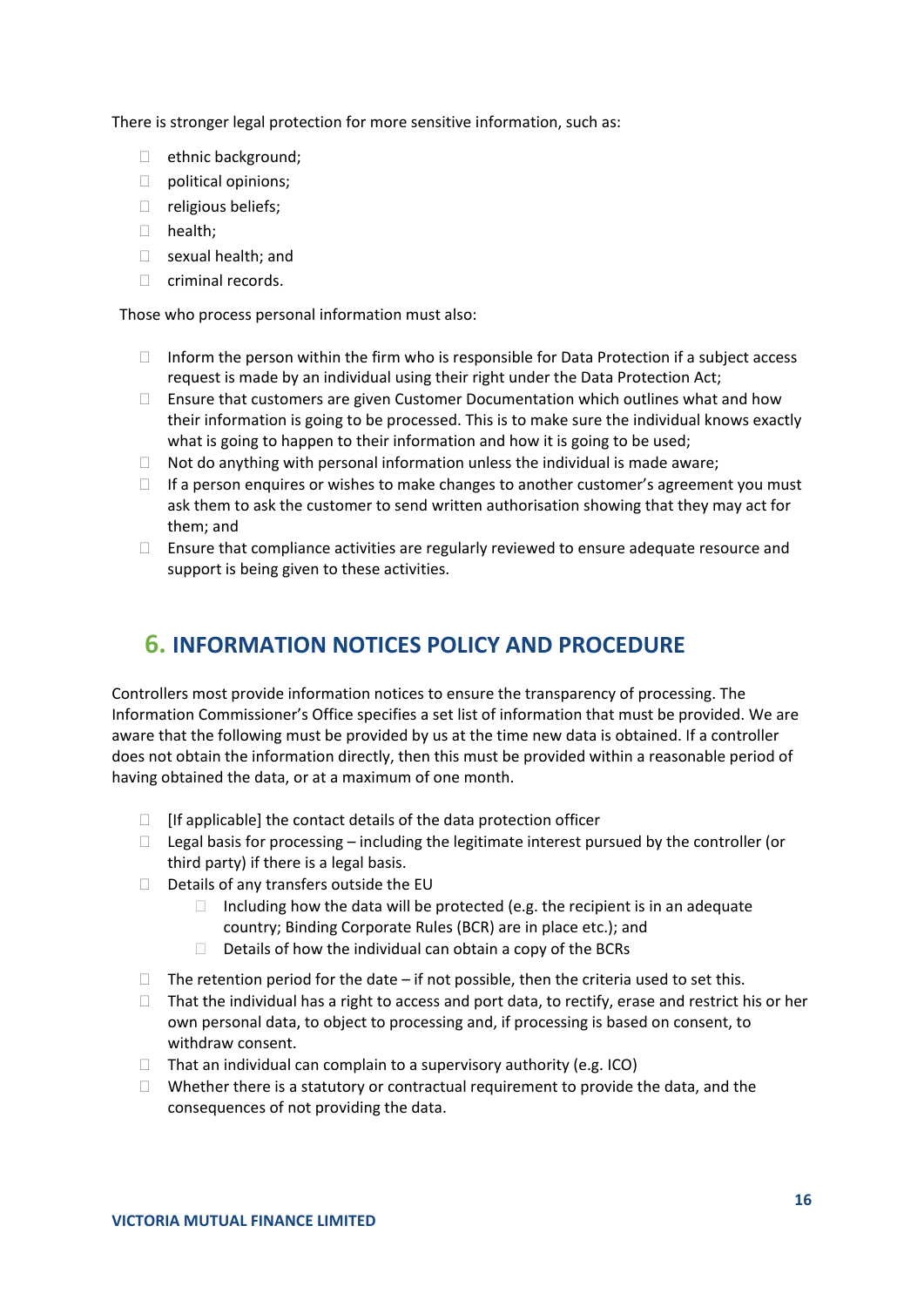There is stronger legal protection for more sensitive information, such as:

- ethnic background;
- political opinions;
- religious beliefs;
- health;
- sexual health; and
- criminal records.

Those who process personal information must also:

- Inform the person within the firm who is responsible for Data Protection if a subject access request is made by an individual using their right under the Data Protection Act;
- Ensure that customers are given Customer Documentation which outlines what and how their information is going to be processed. This is to make sure the individual knows exactly what is going to happen to their information and how it is going to be used;
- Not do anything with personal information unless the individual is made aware;
- If a person enquires or wishes to make changes to another customer's agreement you must ask them to ask the customer to send written authorisation showing that they may act for them; and
- Ensure that compliance activities are regularly reviewed to ensure adequate resource and support is being given to these activities.

## 6. INFORMATION NOTICES POLICY AND PROCEDURE

Controllers most provide information notices to ensure the transparency of processing. The Information Commissioner's Office specifies a set list of information that must be provided. We are aware that the following must be provided by us at the time new data is obtained. If a controller does not obtain the information directly, then this must be provided within a reasonable period of having obtained the data, or at a maximum of one month.

- [If applicable] the contact details of the data protection officer
- Legal basis for processing – including the legitimate interest pursued by the controller (or third party) if there is a legal basis.
- Details of any transfers outside the EU
  - Including how the data will be protected (e.g. the recipient is in an adequate country; Binding Corporate Rules (BCR) are in place etc.); and
  - Details of how the individual can obtain a copy of the BCRs
- The retention period for the date – if not possible, then the criteria used to set this.
- That the individual has a right to access and port data, to rectify, erase and restrict his or her own personal data, to object to processing and, if processing is based on consent, to withdraw consent.
- That an individual can complain to a supervisory authority (e.g. ICO)
- Whether there is a statutory or contractual requirement to provide the data, and the consequences of not providing the data.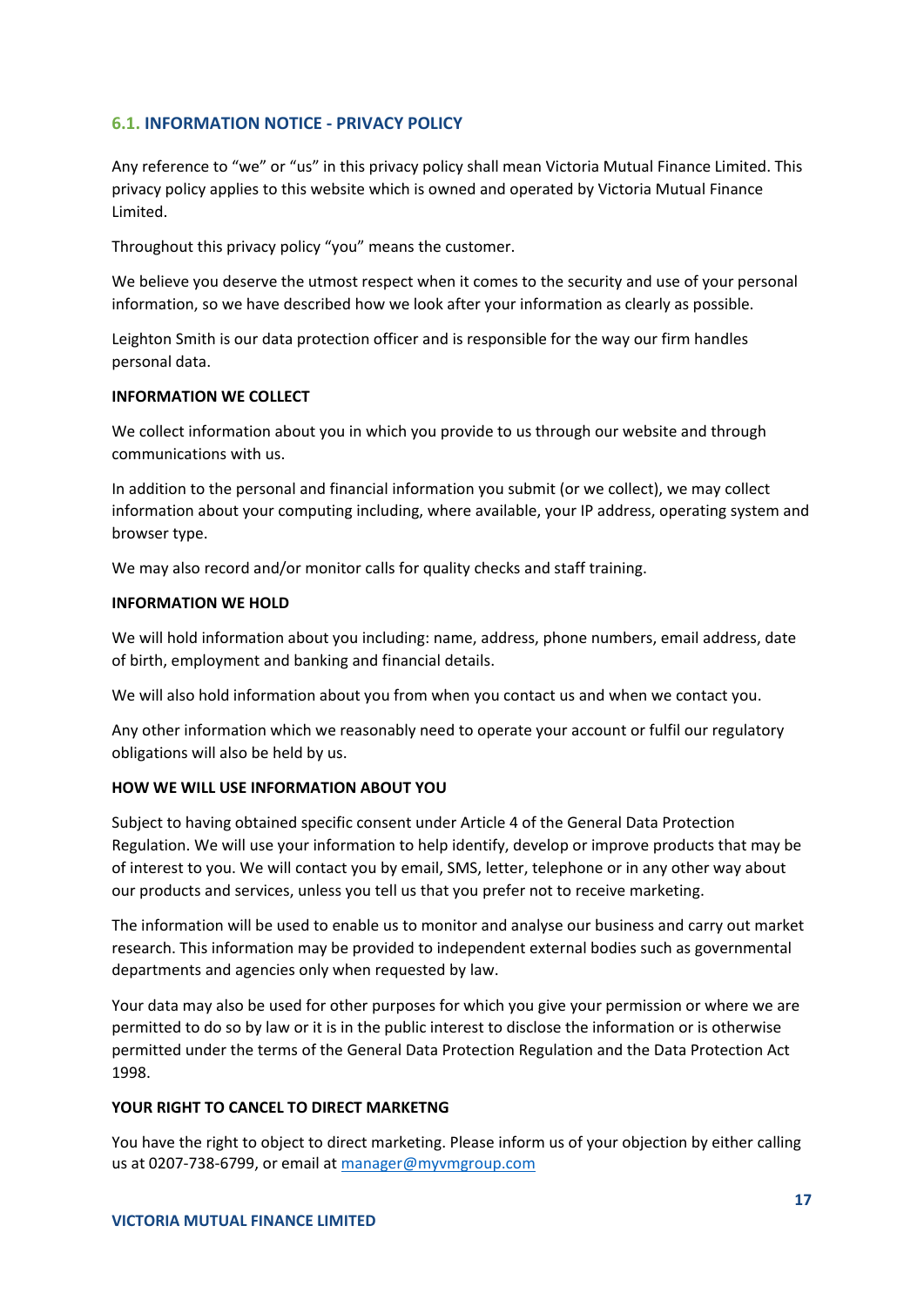## 6.1. INFORMATION NOTICE - PRIVACY POLICY

Any reference to "we" or "us" in this privacy policy shall mean Victoria Mutual Finance Limited. This privacy policy applies to this website which is owned and operated by Victoria Mutual Finance Limited.

Throughout this privacy policy "you" means the customer.

We believe you deserve the utmost respect when it comes to the security and use of your personal information, so we have described how we look after your information as clearly as possible.

Leighton Smith is our data protection officer and is responsible for the way our firm handles personal data.

**INFORMATION WE COLLECT**

We collect information about you in which you provide to us through our website and through communications with us.

In addition to the personal and financial information you submit (or we collect), we may collect information about your computing including, where available, your IP address, operating system and browser type.

We may also record and/or monitor calls for quality checks and staff training.

**INFORMATION WE HOLD**

We will hold information about you including: name, address, phone numbers, email address, date of birth, employment and banking and financial details.

We will also hold information about you from when you contact us and when we contact you.

Any other information which we reasonably need to operate your account or fulfil our regulatory obligations will also be held by us.

**HOW WE WILL USE INFORMATION ABOUT YOU**

Subject to having obtained specific consent under Article 4 of the General Data Protection Regulation. We will use your information to help identify, develop or improve products that may be of interest to you. We will contact you by email, SMS, letter, telephone or in any other way about our products and services, unless you tell us that you prefer not to receive marketing.

The information will be used to enable us to monitor and analyse our business and carry out market research. This information may be provided to independent external bodies such as governmental departments and agencies only when requested by law.

Your data may also be used for other purposes for which you give your permission or where we are permitted to do so by law or it is in the public interest to disclose the information or is otherwise permitted under the terms of the General Data Protection Regulation and the Data Protection Act 1998.

**YOUR RIGHT TO CANCEL TO DIRECT MARKETNG**

You have the right to object to direct marketing. Please inform us of your objection by either calling us at 0207-738-6799, or email at manager@myvmgroup.com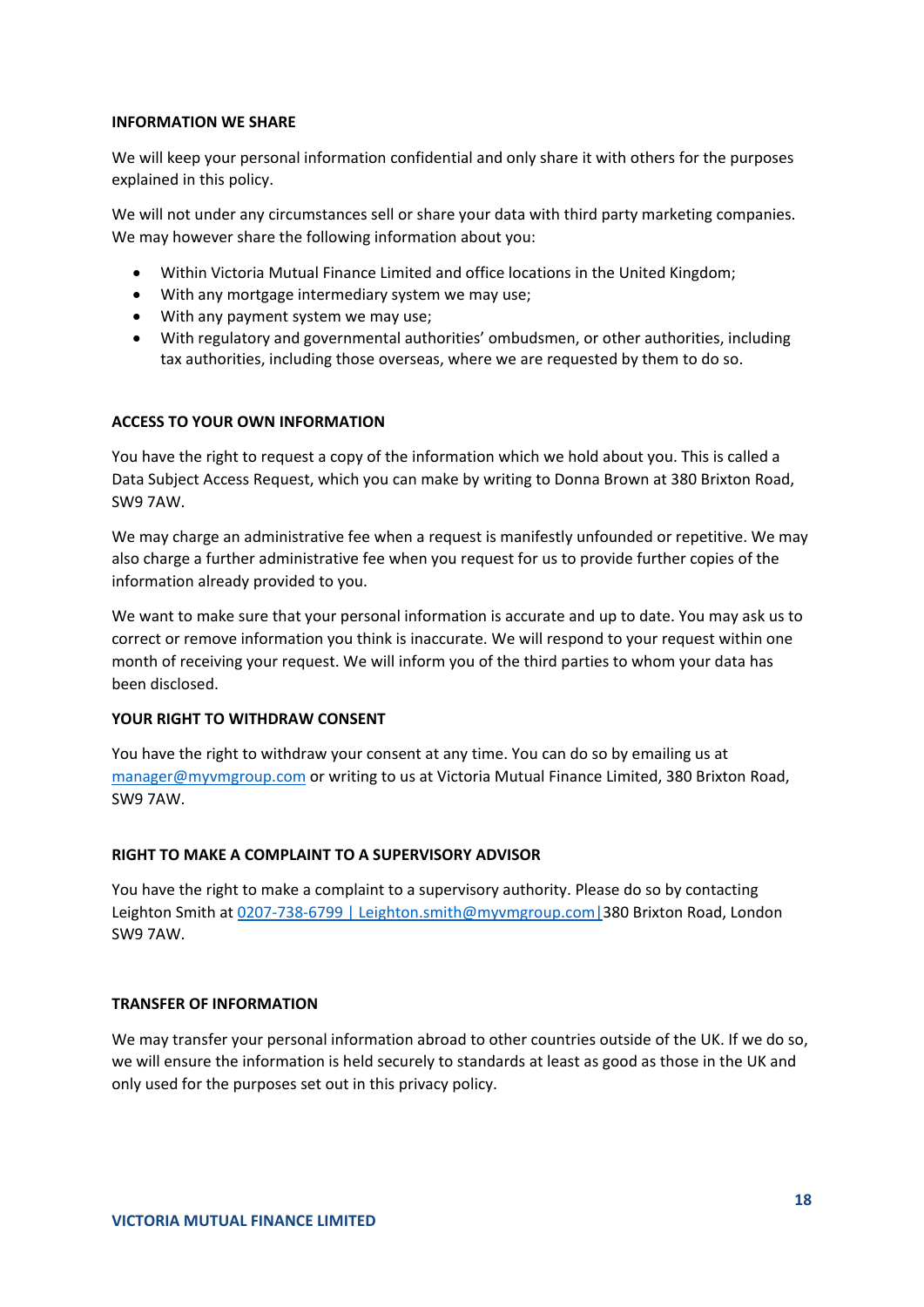**INFORMATION WE SHARE**

We will keep your personal information confidential and only share it with others for the purposes explained in this policy.

We will not under any circumstances sell or share your data with third party marketing companies. We may however share the following information about you:

- Within Victoria Mutual Finance Limited and office locations in the United Kingdom;
- With any mortgage intermediary system we may use;
- With any payment system we may use;
- With regulatory and governmental authorities' ombudsmen, or other authorities, including tax authorities, including those overseas, where we are requested by them to do so.

**ACCESS TO YOUR OWN INFORMATION**

You have the right to request a copy of the information which we hold about you. This is called a Data Subject Access Request, which you can make by writing to Donna Brown at 380 Brixton Road, SW9 7AW.

We may charge an administrative fee when a request is manifestly unfounded or repetitive. We may also charge a further administrative fee when you request for us to provide further copies of the information already provided to you.

We want to make sure that your personal information is accurate and up to date. You may ask us to correct or remove information you think is inaccurate. We will respond to your request within one month of receiving your request. We will inform you of the third parties to whom your data has been disclosed.

**YOUR RIGHT TO WITHDRAW CONSENT**

You have the right to withdraw your consent at any time. You can do so by emailing us at manager@myvmgroup.com or writing to us at Victoria Mutual Finance Limited, 380 Brixton Road, SW9 7AW.

**RIGHT TO MAKE A COMPLAINT TO A SUPERVISORY ADVISOR**

You have the right to make a complaint to a supervisory authority. Please do so by contacting Leighton Smith at 0207-738-6799 | Leighton.smith@myvmgroup.com | 380 Brixton Road, London SW9 7AW.

**TRANSFER OF INFORMATION**

We may transfer your personal information abroad to other countries outside of the UK. If we do so, we will ensure the information is held securely to standards at least as good as those in the UK and only used for the purposes set out in this privacy policy.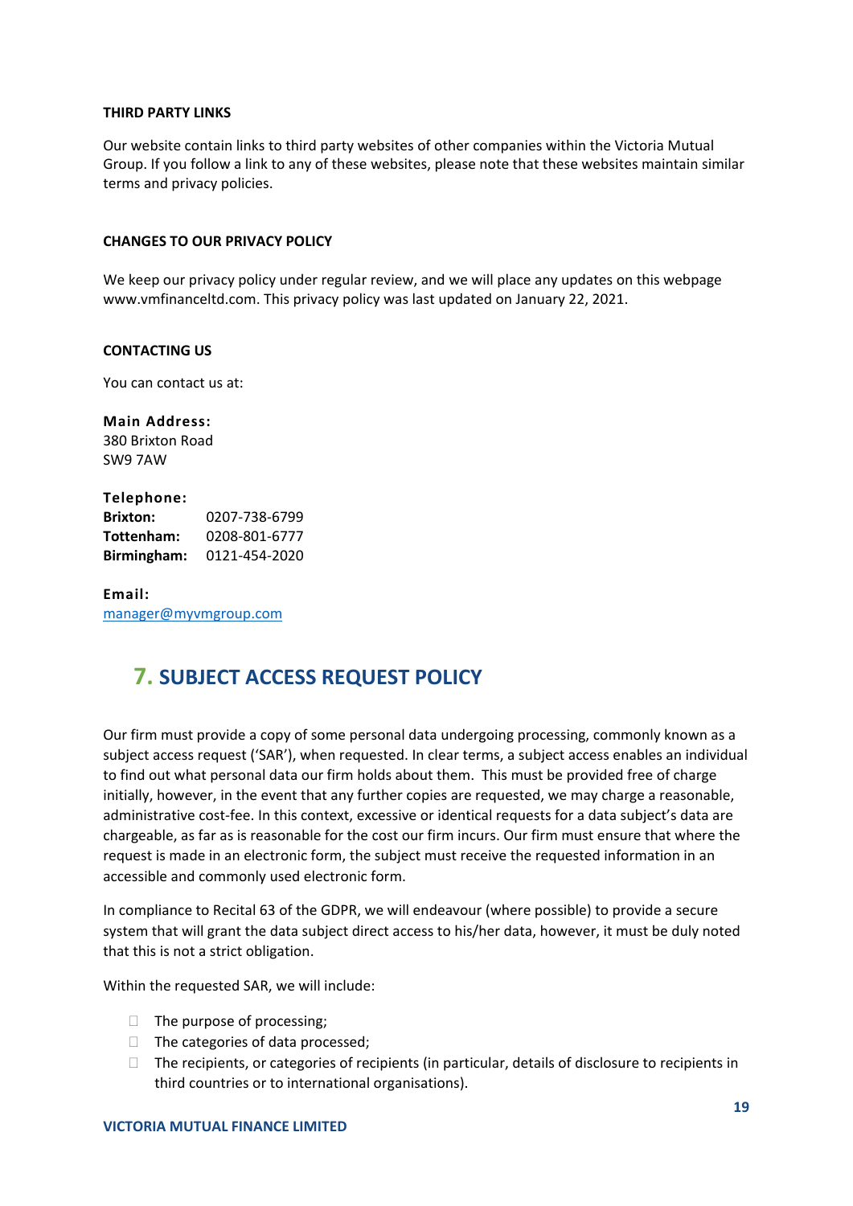### THIRD PARTY LINKS

Our website contain links to third party websites of other companies within the Victoria Mutual Group. If you follow a link to any of these websites, please note that these websites maintain similar terms and privacy policies.

### CHANGES TO OUR PRIVACY POLICY

We keep our privacy policy under regular review, and we will place any updates on this webpage www.vmfinanceltd.com. This privacy policy was last updated on January 22, 2021.

### CONTACTING US

You can contact us at:

**Main Address:**
380 Brixton Road
SW9 7AW

**Telephone:**
**Brixton:** 0207-738-6799
**Tottenham:** 0208-801-6777
**Birmingham:** 0121-454-2020

**Email:**
manager@myvmgroup.com

## 7. SUBJECT ACCESS REQUEST POLICY

Our firm must provide a copy of some personal data undergoing processing, commonly known as a subject access request ('SAR'), when requested. In clear terms, a subject access enables an individual to find out what personal data our firm holds about them. This must be provided free of charge initially, however, in the event that any further copies are requested, we may charge a reasonable, administrative cost-fee. In this context, excessive or identical requests for a data subject's data are chargeable, as far as is reasonable for the cost our firm incurs. Our firm must ensure that where the request is made in an electronic form, the subject must receive the requested information in an accessible and commonly used electronic form.

In compliance to Recital 63 of the GDPR, we will endeavour (where possible) to provide a secure system that will grant the data subject direct access to his/her data, however, it must be duly noted that this is not a strict obligation.

Within the requested SAR, we will include:

- The purpose of processing;
- The categories of data processed;
- The recipients, or categories of recipients (in particular, details of disclosure to recipients in third countries or to international organisations).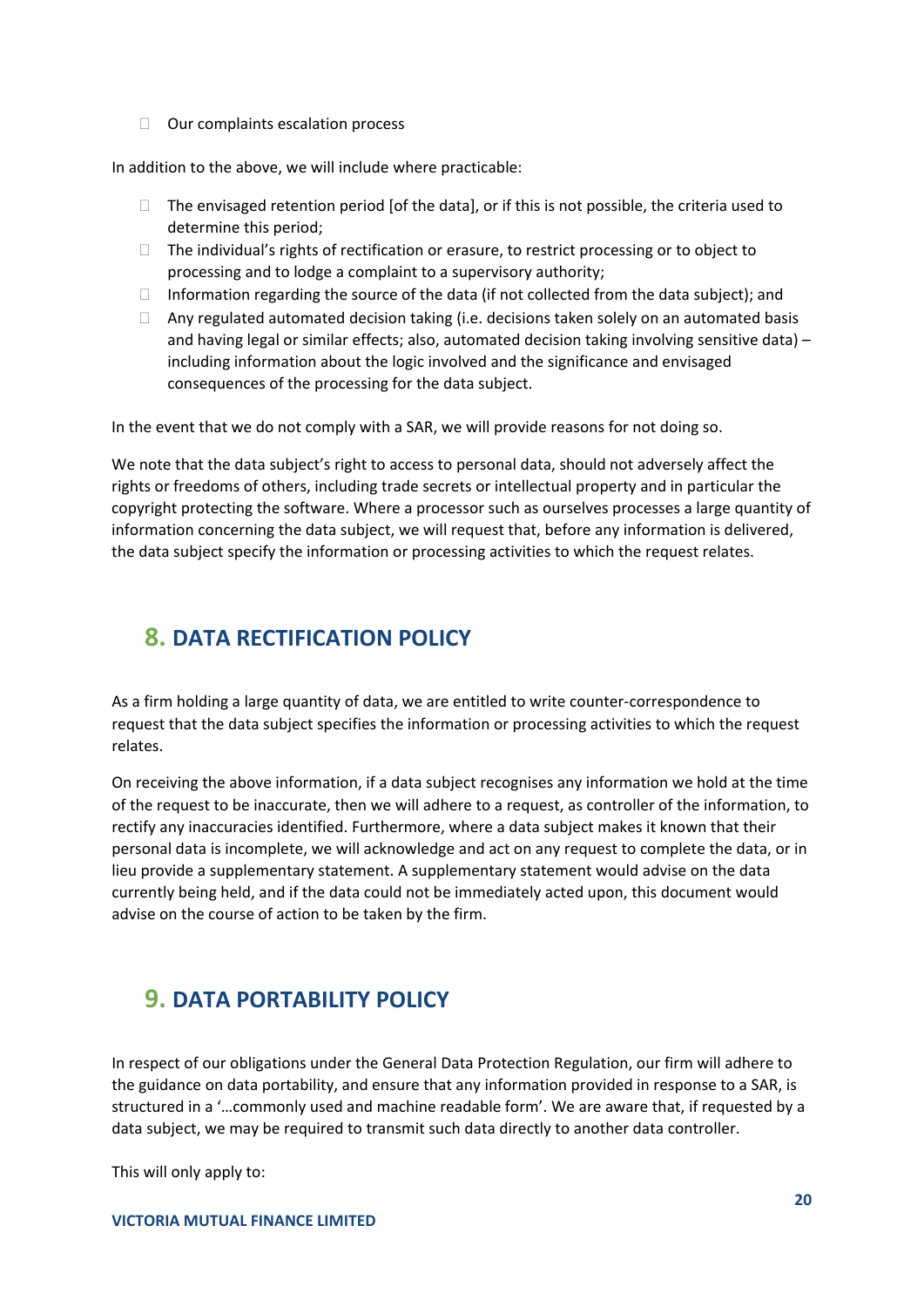- Our complaints escalation process

In addition to the above, we will include where practicable:

- The envisaged retention period [of the data], or if this is not possible, the criteria used to determine this period;
- The individual's rights of rectification or erasure, to restrict processing or to object to processing and to lodge a complaint to a supervisory authority;
- Information regarding the source of the data (if not collected from the data subject); and
- Any regulated automated decision taking (i.e. decisions taken solely on an automated basis and having legal or similar effects; also, automated decision taking involving sensitive data) – including information about the logic involved and the significance and envisaged consequences of the processing for the data subject.

In the event that we do not comply with a SAR, we will provide reasons for not doing so.

We note that the data subject's right to access to personal data, should not adversely affect the rights or freedoms of others, including trade secrets or intellectual property and in particular the copyright protecting the software. Where a processor such as ourselves processes a large quantity of information concerning the data subject, we will request that, before any information is delivered, the data subject specify the information or processing activities to which the request relates.

## 8. DATA RECTIFICATION POLICY

As a firm holding a large quantity of data, we are entitled to write counter-correspondence to request that the data subject specifies the information or processing activities to which the request relates.

On receiving the above information, if a data subject recognises any information we hold at the time of the request to be inaccurate, then we will adhere to a request, as controller of the information, to rectify any inaccuracies identified. Furthermore, where a data subject makes it known that their personal data is incomplete, we will acknowledge and act on any request to complete the data, or in lieu provide a supplementary statement. A supplementary statement would advise on the data currently being held, and if the data could not be immediately acted upon, this document would advise on the course of action to be taken by the firm.

## 9. DATA PORTABILITY POLICY

In respect of our obligations under the General Data Protection Regulation, our firm will adhere to the guidance on data portability, and ensure that any information provided in response to a SAR, is structured in a '…commonly used and machine readable form'. We are aware that, if requested by a data subject, we may be required to transmit such data directly to another data controller.

This will only apply to: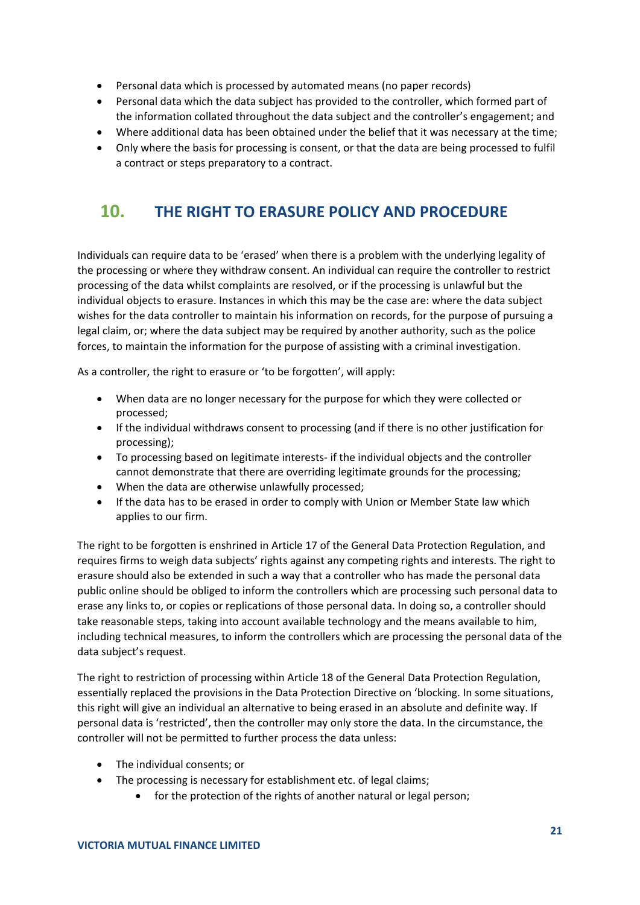- Personal data which is processed by automated means (no paper records)
- Personal data which the data subject has provided to the controller, which formed part of the information collated throughout the data subject and the controller's engagement; and
- Where additional data has been obtained under the belief that it was necessary at the time;
- Only where the basis for processing is consent, or that the data are being processed to fulfil a contract or steps preparatory to a contract.

## 10. THE RIGHT TO ERASURE POLICY AND PROCEDURE

Individuals can require data to be 'erased' when there is a problem with the underlying legality of the processing or where they withdraw consent. An individual can require the controller to restrict processing of the data whilst complaints are resolved, or if the processing is unlawful but the individual objects to erasure. Instances in which this may be the case are: where the data subject wishes for the data controller to maintain his information on records, for the purpose of pursuing a legal claim, or; where the data subject may be required by another authority, such as the police forces, to maintain the information for the purpose of assisting with a criminal investigation.

As a controller, the right to erasure or 'to be forgotten', will apply:

- When data are no longer necessary for the purpose for which they were collected or processed;
- If the individual withdraws consent to processing (and if there is no other justification for processing);
- To processing based on legitimate interests- if the individual objects and the controller cannot demonstrate that there are overriding legitimate grounds for the processing;
- When the data are otherwise unlawfully processed;
- If the data has to be erased in order to comply with Union or Member State law which applies to our firm.

The right to be forgotten is enshrined in Article 17 of the General Data Protection Regulation, and requires firms to weigh data subjects' rights against any competing rights and interests. The right to erasure should also be extended in such a way that a controller who has made the personal data public online should be obliged to inform the controllers which are processing such personal data to erase any links to, or copies or replications of those personal data. In doing so, a controller should take reasonable steps, taking into account available technology and the means available to him, including technical measures, to inform the controllers which are processing the personal data of the data subject's request.

The right to restriction of processing within Article 18 of the General Data Protection Regulation, essentially replaced the provisions in the Data Protection Directive on 'blocking. In some situations, this right will give an individual an alternative to being erased in an absolute and definite way. If personal data is 'restricted', then the controller may only store the data. In the circumstance, the controller will not be permitted to further process the data unless:

- The individual consents; or
- The processing is necessary for establishment etc. of legal claims;
    - for the protection of the rights of another natural or legal person;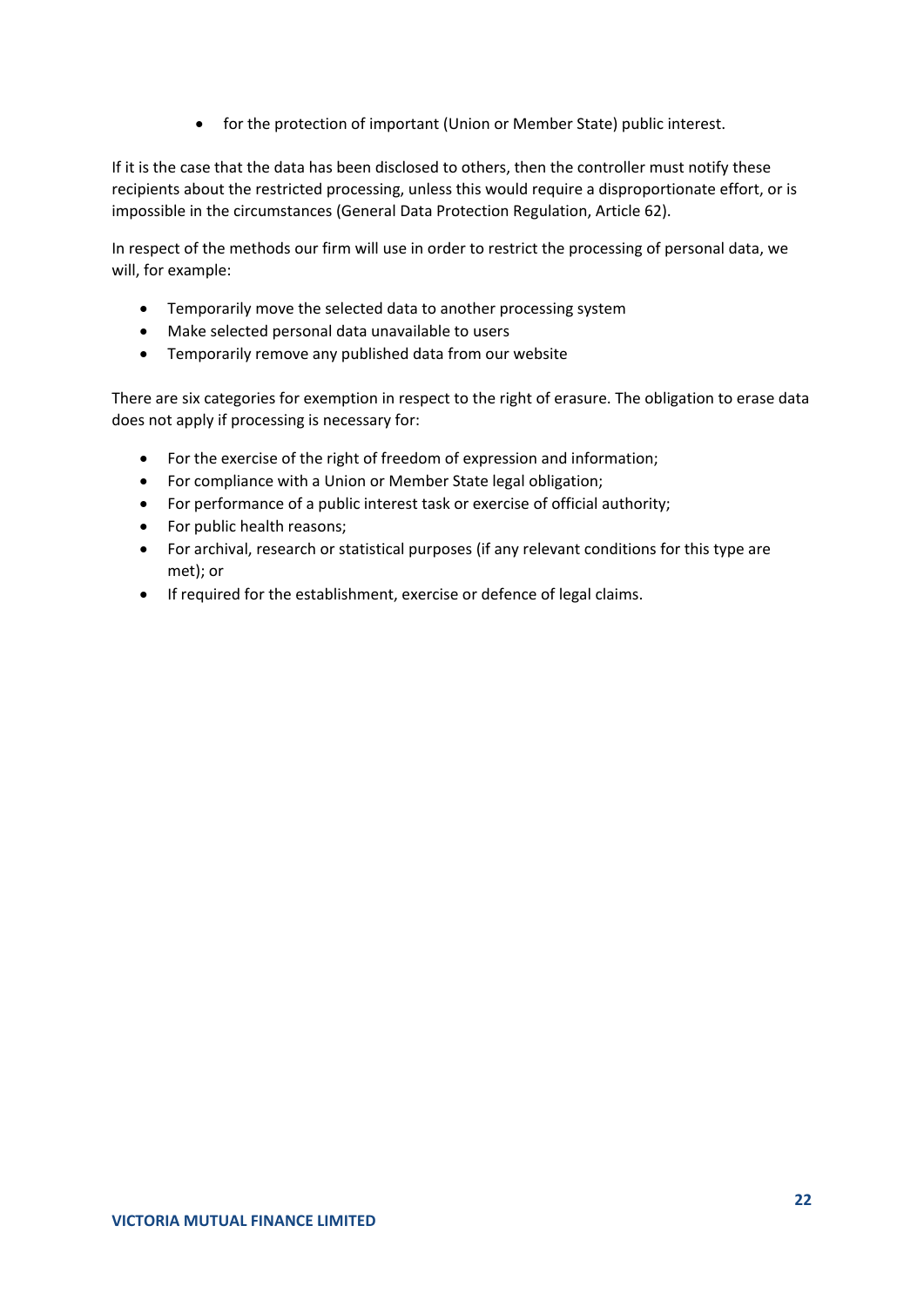- for the protection of important (Union or Member State) public interest.

If it is the case that the data has been disclosed to others, then the controller must notify these recipients about the restricted processing, unless this would require a disproportionate effort, or is impossible in the circumstances (General Data Protection Regulation, Article 62).

In respect of the methods our firm will use in order to restrict the processing of personal data, we will, for example:

- Temporarily move the selected data to another processing system
- Make selected personal data unavailable to users
- Temporarily remove any published data from our website

There are six categories for exemption in respect to the right of erasure. The obligation to erase data does not apply if processing is necessary for:

- For the exercise of the right of freedom of expression and information;
- For compliance with a Union or Member State legal obligation;
- For performance of a public interest task or exercise of official authority;
- For public health reasons;
- For archival, research or statistical purposes (if any relevant conditions for this type are met); or
- If required for the establishment, exercise or defence of legal claims.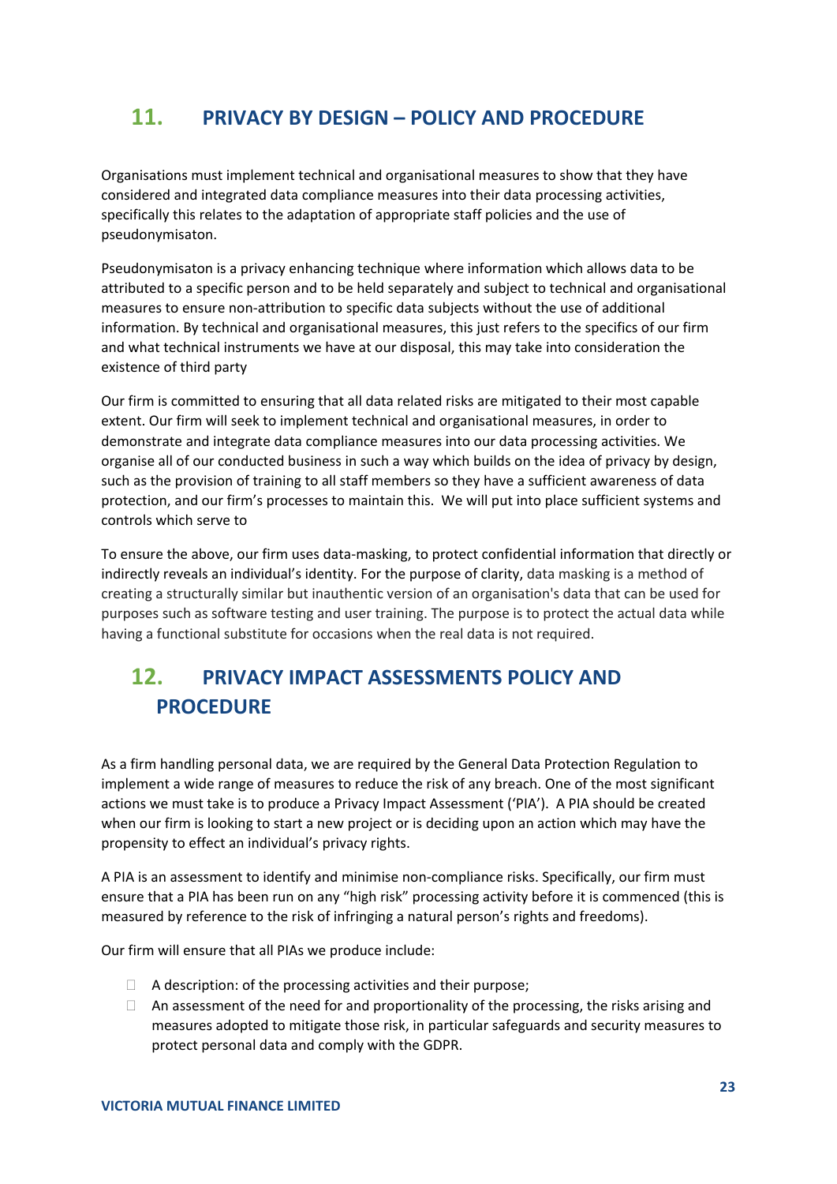## 11. PRIVACY BY DESIGN – POLICY AND PROCEDURE

Organisations must implement technical and organisational measures to show that they have considered and integrated data compliance measures into their data processing activities, specifically this relates to the adaptation of appropriate staff policies and the use of pseudonymisaton.

Pseudonymisaton is a privacy enhancing technique where information which allows data to be attributed to a specific person and to be held separately and subject to technical and organisational measures to ensure non-attribution to specific data subjects without the use of additional information. By technical and organisational measures, this just refers to the specifics of our firm and what technical instruments we have at our disposal, this may take into consideration the existence of third party

Our firm is committed to ensuring that all data related risks are mitigated to their most capable extent. Our firm will seek to implement technical and organisational measures, in order to demonstrate and integrate data compliance measures into our data processing activities. We organise all of our conducted business in such a way which builds on the idea of privacy by design, such as the provision of training to all staff members so they have a sufficient awareness of data protection, and our firm's processes to maintain this. We will put into place sufficient systems and controls which serve to

To ensure the above, our firm uses data-masking, to protect confidential information that directly or indirectly reveals an individual's identity. For the purpose of clarity, data masking is a method of creating a structurally similar but inauthentic version of an organisation's data that can be used for purposes such as software testing and user training. The purpose is to protect the actual data while having a functional substitute for occasions when the real data is not required.

## 12. PRIVACY IMPACT ASSESSMENTS POLICY AND PROCEDURE

As a firm handling personal data, we are required by the General Data Protection Regulation to implement a wide range of measures to reduce the risk of any breach. One of the most significant actions we must take is to produce a Privacy Impact Assessment ('PIA'). A PIA should be created when our firm is looking to start a new project or is deciding upon an action which may have the propensity to effect an individual's privacy rights.

A PIA is an assessment to identify and minimise non-compliance risks. Specifically, our firm must ensure that a PIA has been run on any "high risk" processing activity before it is commenced (this is measured by reference to the risk of infringing a natural person's rights and freedoms).

Our firm will ensure that all PIAs we produce include:

- A description: of the processing activities and their purpose;
- An assessment of the need for and proportionality of the processing, the risks arising and measures adopted to mitigate those risk, in particular safeguards and security measures to protect personal data and comply with the GDPR.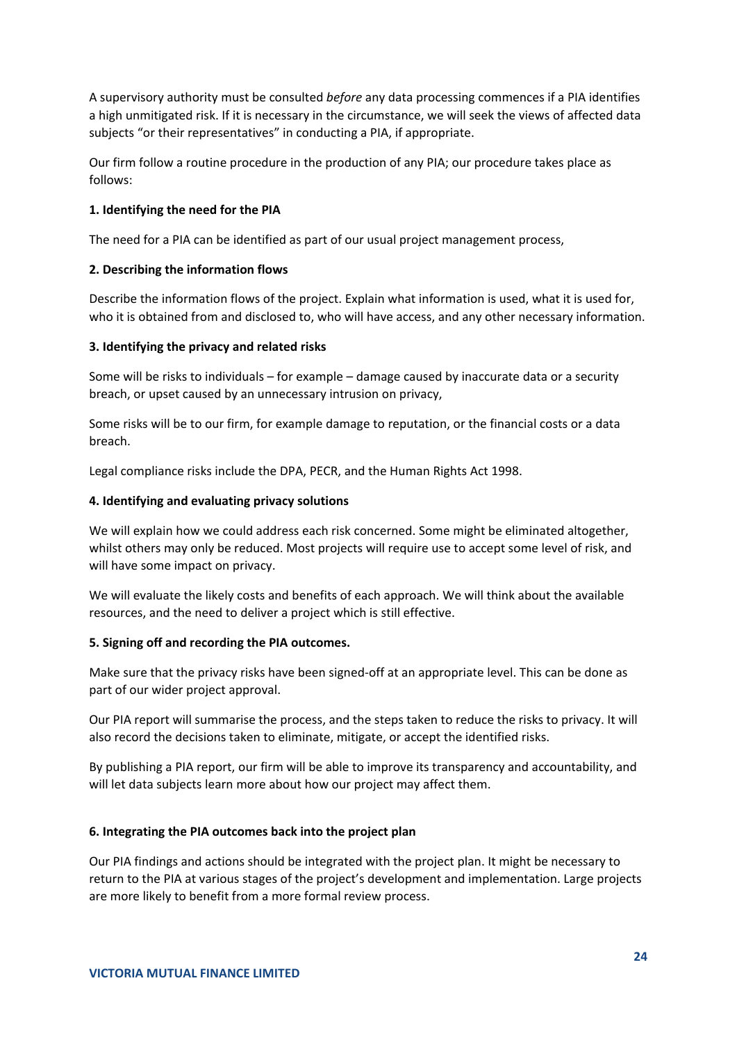A supervisory authority must be consulted *before* any data processing commences if a PIA identifies a high unmitigated risk. If it is necessary in the circumstance, we will seek the views of affected data subjects "or their representatives" in conducting a PIA, if appropriate.

Our firm follow a routine procedure in the production of any PIA; our procedure takes place as follows:

**1. Identifying the need for the PIA**

The need for a PIA can be identified as part of our usual project management process,

**2. Describing the information flows**

Describe the information flows of the project. Explain what information is used, what it is used for, who it is obtained from and disclosed to, who will have access, and any other necessary information.

**3. Identifying the privacy and related risks**

Some will be risks to individuals – for example – damage caused by inaccurate data or a security breach, or upset caused by an unnecessary intrusion on privacy,

Some risks will be to our firm, for example damage to reputation, or the financial costs or a data breach.

Legal compliance risks include the DPA, PECR, and the Human Rights Act 1998.

**4. Identifying and evaluating privacy solutions**

We will explain how we could address each risk concerned. Some might be eliminated altogether, whilst others may only be reduced. Most projects will require use to accept some level of risk, and will have some impact on privacy.

We will evaluate the likely costs and benefits of each approach. We will think about the available resources, and the need to deliver a project which is still effective.

**5. Signing off and recording the PIA outcomes.**

Make sure that the privacy risks have been signed-off at an appropriate level. This can be done as part of our wider project approval.

Our PIA report will summarise the process, and the steps taken to reduce the risks to privacy. It will also record the decisions taken to eliminate, mitigate, or accept the identified risks.

By publishing a PIA report, our firm will be able to improve its transparency and accountability, and will let data subjects learn more about how our project may affect them.

**6. Integrating the PIA outcomes back into the project plan**

Our PIA findings and actions should be integrated with the project plan. It might be necessary to return to the PIA at various stages of the project's development and implementation. Large projects are more likely to benefit from a more formal review process.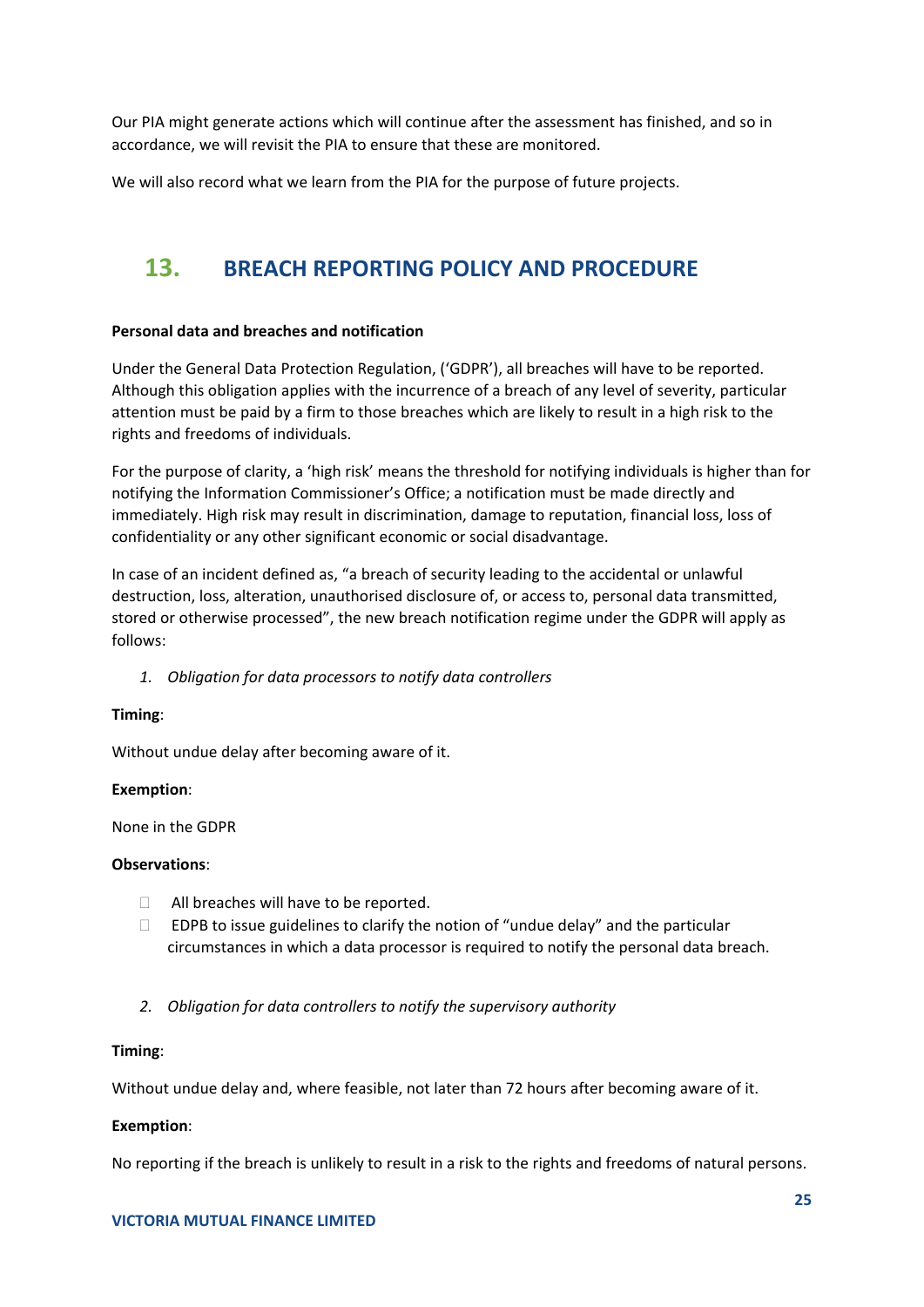Our PIA might generate actions which will continue after the assessment has finished, and so in accordance, we will revisit the PIA to ensure that these are monitored.

We will also record what we learn from the PIA for the purpose of future projects.

## 13. BREACH REPORTING POLICY AND PROCEDURE

**Personal data and breaches and notification**

Under the General Data Protection Regulation, ('GDPR'), all breaches will have to be reported. Although this obligation applies with the incurrence of a breach of any level of severity, particular attention must be paid by a firm to those breaches which are likely to result in a high risk to the rights and freedoms of individuals.

For the purpose of clarity, a 'high risk' means the threshold for notifying individuals is higher than for notifying the Information Commissioner's Office; a notification must be made directly and immediately. High risk may result in discrimination, damage to reputation, financial loss, loss of confidentiality or any other significant economic or social disadvantage.

In case of an incident defined as, "a breach of security leading to the accidental or unlawful destruction, loss, alteration, unauthorised disclosure of, or access to, personal data transmitted, stored or otherwise processed", the new breach notification regime under the GDPR will apply as follows:

1. *Obligation for data processors to notify data controllers*

**Timing**:

Without undue delay after becoming aware of it.

**Exemption**:

None in the GDPR

**Observations**:

- All breaches will have to be reported.
- EDPB to issue guidelines to clarify the notion of "undue delay" and the particular circumstances in which a data processor is required to notify the personal data breach.

2. *Obligation for data controllers to notify the supervisory authority*

**Timing**:

Without undue delay and, where feasible, not later than 72 hours after becoming aware of it.

**Exemption**:

No reporting if the breach is unlikely to result in a risk to the rights and freedoms of natural persons.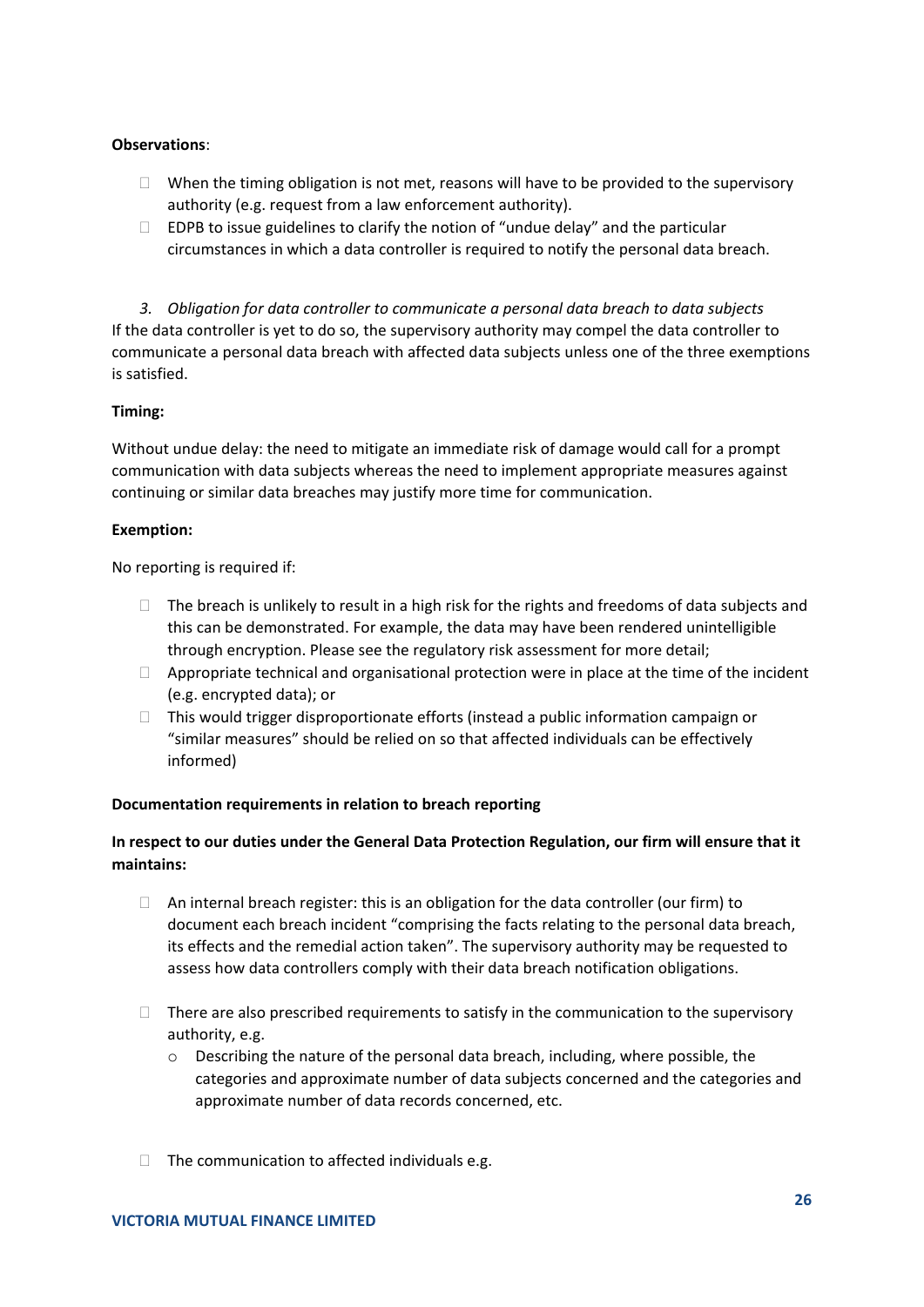**Observations**:

- When the timing obligation is not met, reasons will have to be provided to the supervisory authority (e.g. request from a law enforcement authority).
- EDPB to issue guidelines to clarify the notion of "undue delay" and the particular circumstances in which a data controller is required to notify the personal data breach.

3. *Obligation for data controller to communicate a personal data breach to data subjects*

If the data controller is yet to do so, the supervisory authority may compel the data controller to communicate a personal data breach with affected data subjects unless one of the three exemptions is satisfied.

**Timing:**

Without undue delay: the need to mitigate an immediate risk of damage would call for a prompt communication with data subjects whereas the need to implement appropriate measures against continuing or similar data breaches may justify more time for communication.

**Exemption:**

No reporting is required if:

- The breach is unlikely to result in a high risk for the rights and freedoms of data subjects and this can be demonstrated. For example, the data may have been rendered unintelligible through encryption. Please see the regulatory risk assessment for more detail;
- Appropriate technical and organisational protection were in place at the time of the incident (e.g. encrypted data); or
- This would trigger disproportionate efforts (instead a public information campaign or "similar measures" should be relied on so that affected individuals can be effectively informed)

**Documentation requirements in relation to breach reporting**

**In respect to our duties under the General Data Protection Regulation, our firm will ensure that it maintains:**

- An internal breach register: this is an obligation for the data controller (our firm) to document each breach incident "comprising the facts relating to the personal data breach, its effects and the remedial action taken". The supervisory authority may be requested to assess how data controllers comply with their data breach notification obligations.

- There are also prescribed requirements to satisfy in the communication to the supervisory authority, e.g.
    - Describing the nature of the personal data breach, including, where possible, the categories and approximate number of data subjects concerned and the categories and approximate number of data records concerned, etc.

- The communication to affected individuals e.g.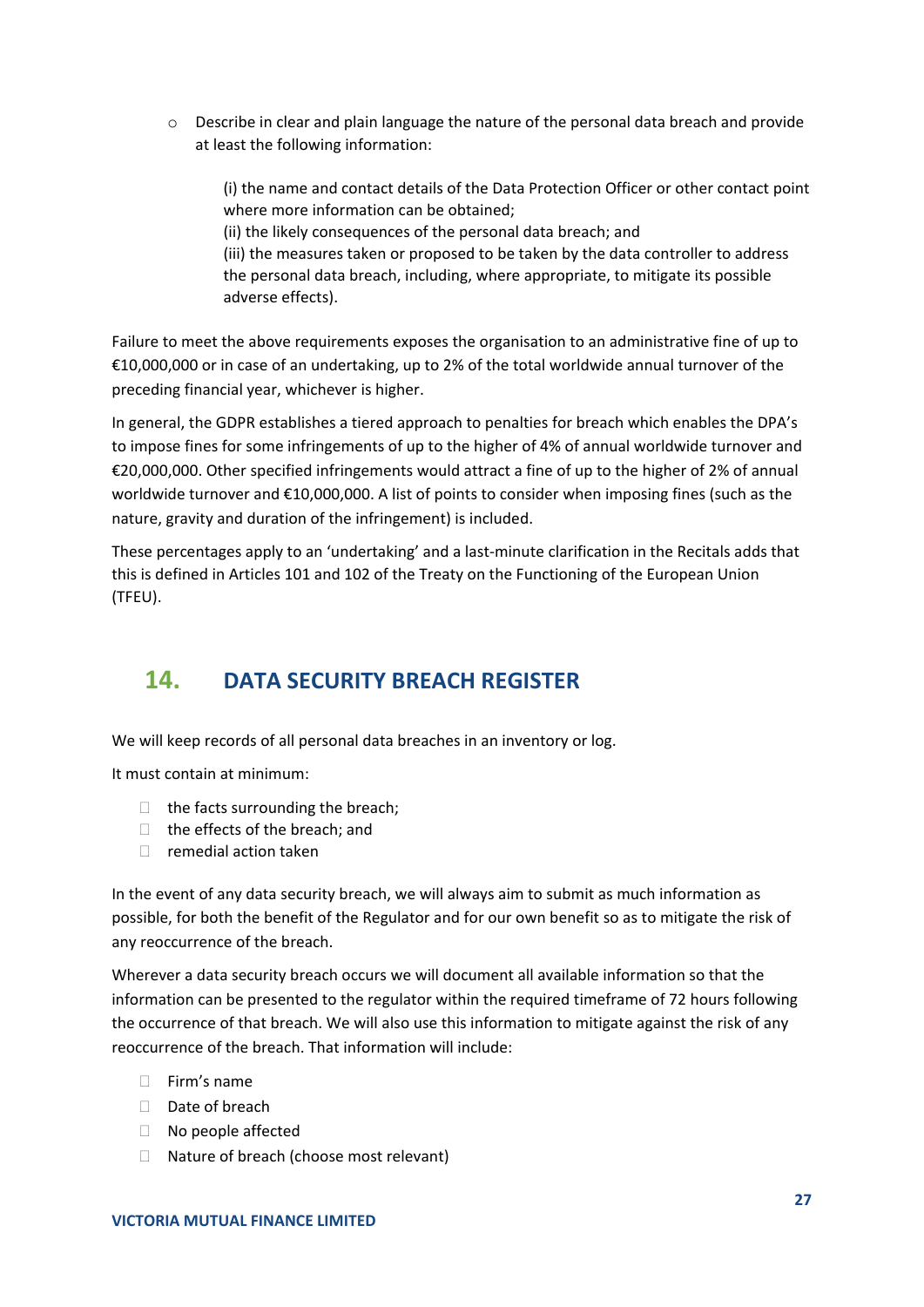- Describe in clear and plain language the nature of the personal data breach and provide at least the following information:

  (i) the name and contact details of the Data Protection Officer or other contact point where more information can be obtained;
  (ii) the likely consequences of the personal data breach; and
  (iii) the measures taken or proposed to be taken by the data controller to address the personal data breach, including, where appropriate, to mitigate its possible adverse effects).

Failure to meet the above requirements exposes the organisation to an administrative fine of up to €10,000,000 or in case of an undertaking, up to 2% of the total worldwide annual turnover of the preceding financial year, whichever is higher.

In general, the GDPR establishes a tiered approach to penalties for breach which enables the DPA's to impose fines for some infringements of up to the higher of 4% of annual worldwide turnover and €20,000,000. Other specified infringements would attract a fine of up to the higher of 2% of annual worldwide turnover and €10,000,000. A list of points to consider when imposing fines (such as the nature, gravity and duration of the infringement) is included.

These percentages apply to an 'undertaking' and a last-minute clarification in the Recitals adds that this is defined in Articles 101 and 102 of the Treaty on the Functioning of the European Union (TFEU).

## 14. DATA SECURITY BREACH REGISTER

We will keep records of all personal data breaches in an inventory or log.

It must contain at minimum:

- the facts surrounding the breach;
- the effects of the breach; and
- remedial action taken

In the event of any data security breach, we will always aim to submit as much information as possible, for both the benefit of the Regulator and for our own benefit so as to mitigate the risk of any reoccurrence of the breach.

Wherever a data security breach occurs we will document all available information so that the information can be presented to the regulator within the required timeframe of 72 hours following the occurrence of that breach. We will also use this information to mitigate against the risk of any reoccurrence of the breach. That information will include:

- Firm's name
- Date of breach
- No people affected
- Nature of breach (choose most relevant)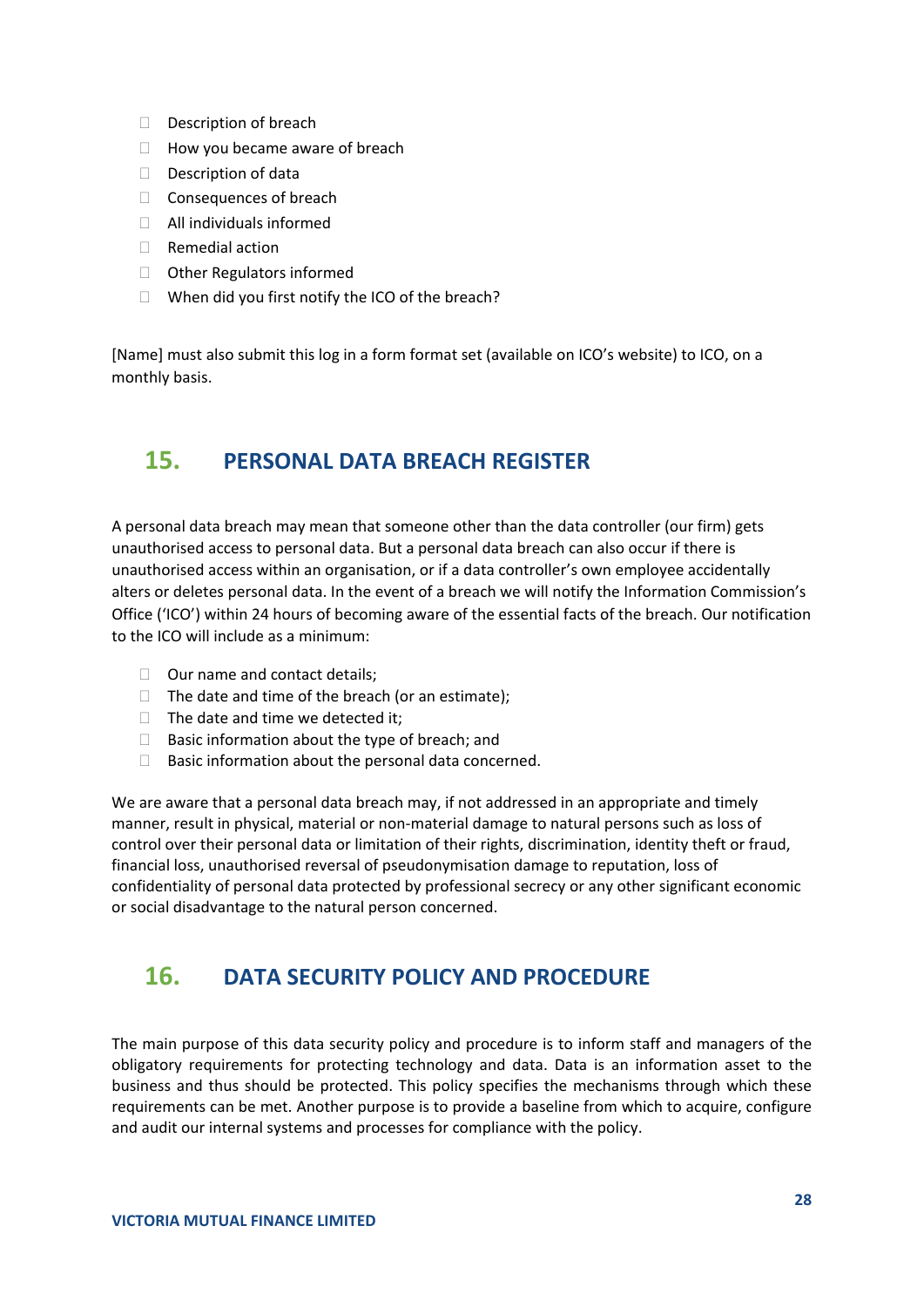- Description of breach
- How you became aware of breach
- Description of data
- Consequences of breach
- All individuals informed
- Remedial action
- Other Regulators informed
- When did you first notify the ICO of the breach?

[Name] must also submit this log in a form format set (available on ICO's website) to ICO, on a monthly basis.

## 15. PERSONAL DATA BREACH REGISTER

A personal data breach may mean that someone other than the data controller (our firm) gets unauthorised access to personal data. But a personal data breach can also occur if there is unauthorised access within an organisation, or if a data controller's own employee accidentally alters or deletes personal data. In the event of a breach we will notify the Information Commission's Office ('ICO') within 24 hours of becoming aware of the essential facts of the breach. Our notification to the ICO will include as a minimum:

- Our name and contact details;
- The date and time of the breach (or an estimate);
- The date and time we detected it;
- Basic information about the type of breach; and
- Basic information about the personal data concerned.

We are aware that a personal data breach may, if not addressed in an appropriate and timely manner, result in physical, material or non-material damage to natural persons such as loss of control over their personal data or limitation of their rights, discrimination, identity theft or fraud, financial loss, unauthorised reversal of pseudonymisation damage to reputation, loss of confidentiality of personal data protected by professional secrecy or any other significant economic or social disadvantage to the natural person concerned.

## 16. DATA SECURITY POLICY AND PROCEDURE

The main purpose of this data security policy and procedure is to inform staff and managers of the obligatory requirements for protecting technology and data. Data is an information asset to the business and thus should be protected. This policy specifies the mechanisms through which these requirements can be met. Another purpose is to provide a baseline from which to acquire, configure and audit our internal systems and processes for compliance with the policy.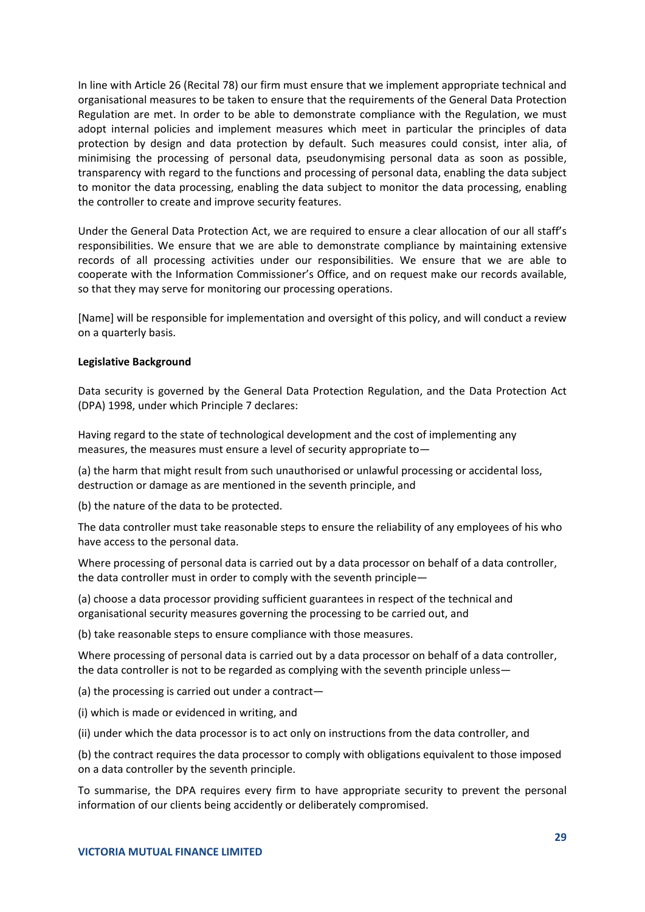In line with Article 26 (Recital 78) our firm must ensure that we implement appropriate technical and organisational measures to be taken to ensure that the requirements of the General Data Protection Regulation are met. In order to be able to demonstrate compliance with the Regulation, we must adopt internal policies and implement measures which meet in particular the principles of data protection by design and data protection by default. Such measures could consist, inter alia, of minimising the processing of personal data, pseudonymising personal data as soon as possible, transparency with regard to the functions and processing of personal data, enabling the data subject to monitor the data processing, enabling the data subject to monitor the data processing, enabling the controller to create and improve security features.

Under the General Data Protection Act, we are required to ensure a clear allocation of our all staff's responsibilities. We ensure that we are able to demonstrate compliance by maintaining extensive records of all processing activities under our responsibilities. We ensure that we are able to cooperate with the Information Commissioner's Office, and on request make our records available, so that they may serve for monitoring our processing operations.

[Name] will be responsible for implementation and oversight of this policy, and will conduct a review on a quarterly basis.

**Legislative Background**

Data security is governed by the General Data Protection Regulation, and the Data Protection Act (DPA) 1998, under which Principle 7 declares:

Having regard to the state of technological development and the cost of implementing any measures, the measures must ensure a level of security appropriate to—

(a) the harm that might result from such unauthorised or unlawful processing or accidental loss, destruction or damage as are mentioned in the seventh principle, and

(b) the nature of the data to be protected.

The data controller must take reasonable steps to ensure the reliability of any employees of his who have access to the personal data.

Where processing of personal data is carried out by a data processor on behalf of a data controller, the data controller must in order to comply with the seventh principle—

(a) choose a data processor providing sufficient guarantees in respect of the technical and organisational security measures governing the processing to be carried out, and

(b) take reasonable steps to ensure compliance with those measures.

Where processing of personal data is carried out by a data processor on behalf of a data controller, the data controller is not to be regarded as complying with the seventh principle unless—

(a) the processing is carried out under a contract—

(i) which is made or evidenced in writing, and

(ii) under which the data processor is to act only on instructions from the data controller, and

(b) the contract requires the data processor to comply with obligations equivalent to those imposed on a data controller by the seventh principle.

To summarise, the DPA requires every firm to have appropriate security to prevent the personal information of our clients being accidently or deliberately compromised.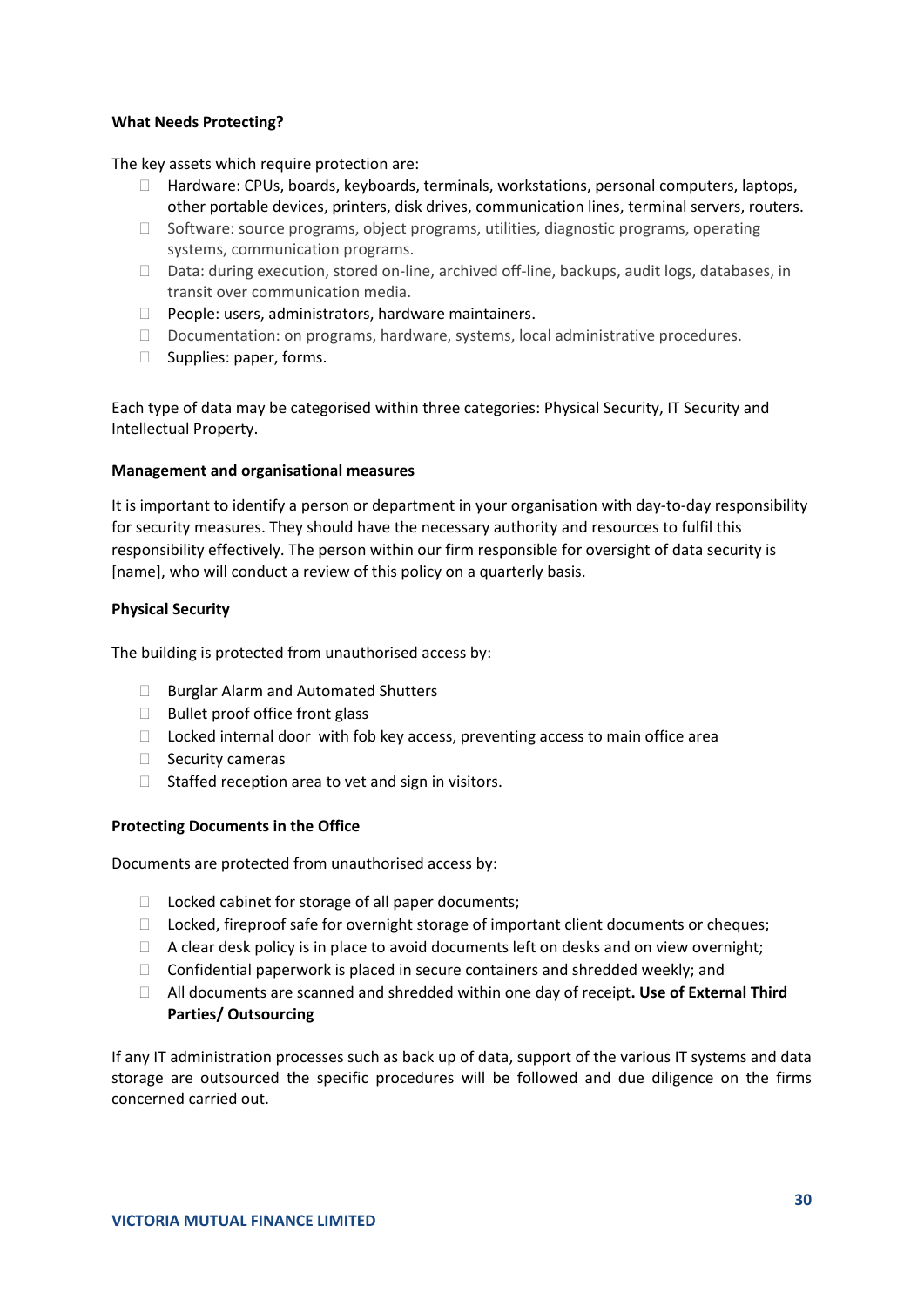**What Needs Protecting?**

The key assets which require protection are:

- Hardware: CPUs, boards, keyboards, terminals, workstations, personal computers, laptops, other portable devices, printers, disk drives, communication lines, terminal servers, routers.
- Software: source programs, object programs, utilities, diagnostic programs, operating systems, communication programs.
- Data: during execution, stored on-line, archived off-line, backups, audit logs, databases, in transit over communication media.
- People: users, administrators, hardware maintainers.
- Documentation: on programs, hardware, systems, local administrative procedures.
- Supplies: paper, forms.

Each type of data may be categorised within three categories: Physical Security, IT Security and Intellectual Property.

**Management and organisational measures**

It is important to identify a person or department in your organisation with day-to-day responsibility for security measures. They should have the necessary authority and resources to fulfil this responsibility effectively. The person within our firm responsible for oversight of data security is [name], who will conduct a review of this policy on a quarterly basis.

**Physical Security**

The building is protected from unauthorised access by:

- Burglar Alarm and Automated Shutters
- Bullet proof office front glass
- Locked internal door with fob key access, preventing access to main office area
- Security cameras
- Staffed reception area to vet and sign in visitors.

**Protecting Documents in the Office**

Documents are protected from unauthorised access by:

- Locked cabinet for storage of all paper documents;
- Locked, fireproof safe for overnight storage of important client documents or cheques;
- A clear desk policy is in place to avoid documents left on desks and on view overnight;
- Confidential paperwork is placed in secure containers and shredded weekly; and
- All documents are scanned and shredded within one day of receipt**. Use of External Third Parties/ Outsourcing**

If any IT administration processes such as back up of data, support of the various IT systems and data storage are outsourced the specific procedures will be followed and due diligence on the firms concerned carried out.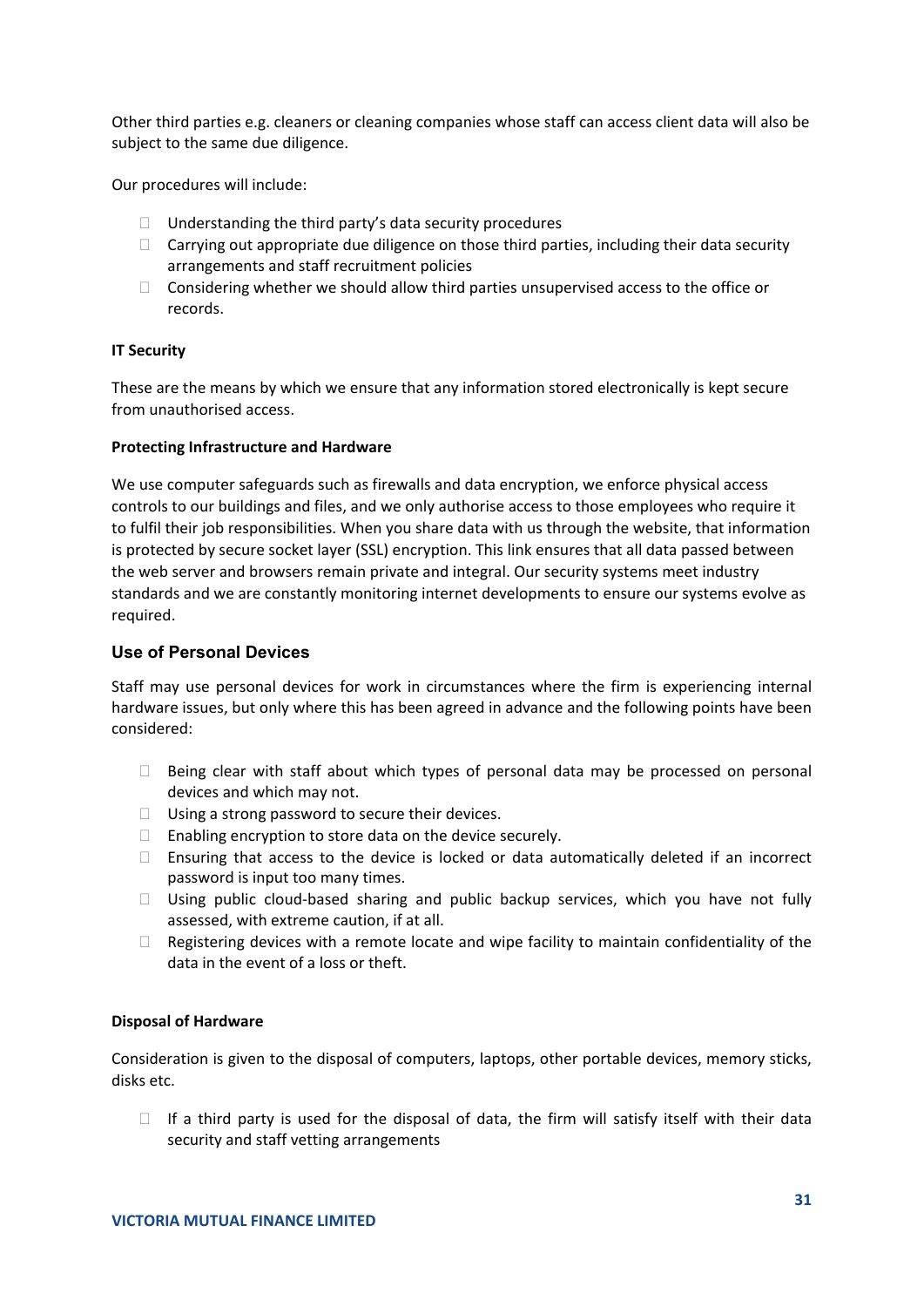Other third parties e.g. cleaners or cleaning companies whose staff can access client data will also be subject to the same due diligence.

Our procedures will include:

- Understanding the third party's data security procedures
- Carrying out appropriate due diligence on those third parties, including their data security arrangements and staff recruitment policies
- Considering whether we should allow third parties unsupervised access to the office or records.

**IT Security**

These are the means by which we ensure that any information stored electronically is kept secure from unauthorised access.

**Protecting Infrastructure and Hardware**

We use computer safeguards such as firewalls and data encryption, we enforce physical access controls to our buildings and files, and we only authorise access to those employees who require it to fulfil their job responsibilities. When you share data with us through the website, that information is protected by secure socket layer (SSL) encryption. This link ensures that all data passed between the web server and browsers remain private and integral. Our security systems meet industry standards and we are constantly monitoring internet developments to ensure our systems evolve as required.

### Use of Personal Devices

Staff may use personal devices for work in circumstances where the firm is experiencing internal hardware issues, but only where this has been agreed in advance and the following points have been considered:

- Being clear with staff about which types of personal data may be processed on personal devices and which may not.
- Using a strong password to secure their devices.
- Enabling encryption to store data on the device securely.
- Ensuring that access to the device is locked or data automatically deleted if an incorrect password is input too many times.
- Using public cloud-based sharing and public backup services, which you have not fully assessed, with extreme caution, if at all.
- Registering devices with a remote locate and wipe facility to maintain confidentiality of the data in the event of a loss or theft.

**Disposal of Hardware**

Consideration is given to the disposal of computers, laptops, other portable devices, memory sticks, disks etc.

- If a third party is used for the disposal of data, the firm will satisfy itself with their data security and staff vetting arrangements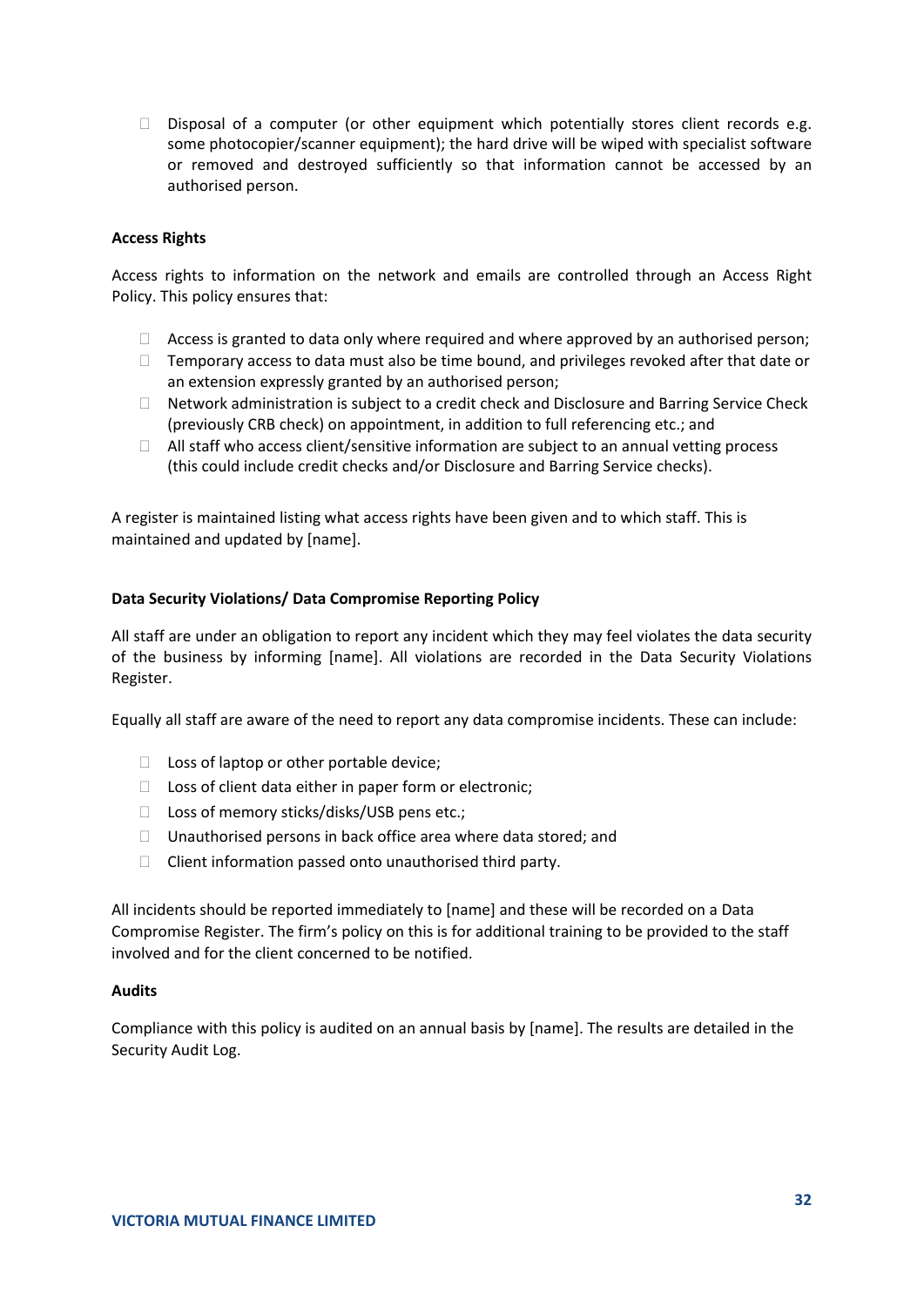- Disposal of a computer (or other equipment which potentially stores client records e.g. some photocopier/scanner equipment); the hard drive will be wiped with specialist software or removed and destroyed sufficiently so that information cannot be accessed by an authorised person.

**Access Rights**

Access rights to information on the network and emails are controlled through an Access Right Policy. This policy ensures that:

- Access is granted to data only where required and where approved by an authorised person;
- Temporary access to data must also be time bound, and privileges revoked after that date or an extension expressly granted by an authorised person;
- Network administration is subject to a credit check and Disclosure and Barring Service Check (previously CRB check) on appointment, in addition to full referencing etc.; and
- All staff who access client/sensitive information are subject to an annual vetting process (this could include credit checks and/or Disclosure and Barring Service checks).

A register is maintained listing what access rights have been given and to which staff. This is maintained and updated by [name].

**Data Security Violations/ Data Compromise Reporting Policy**

All staff are under an obligation to report any incident which they may feel violates the data security of the business by informing [name]. All violations are recorded in the Data Security Violations Register.

Equally all staff are aware of the need to report any data compromise incidents. These can include:

- Loss of laptop or other portable device;
- Loss of client data either in paper form or electronic;
- Loss of memory sticks/disks/USB pens etc.;
- Unauthorised persons in back office area where data stored; and
- Client information passed onto unauthorised third party.

All incidents should be reported immediately to [name] and these will be recorded on a Data Compromise Register. The firm's policy on this is for additional training to be provided to the staff involved and for the client concerned to be notified.

**Audits**

Compliance with this policy is audited on an annual basis by [name]. The results are detailed in the Security Audit Log.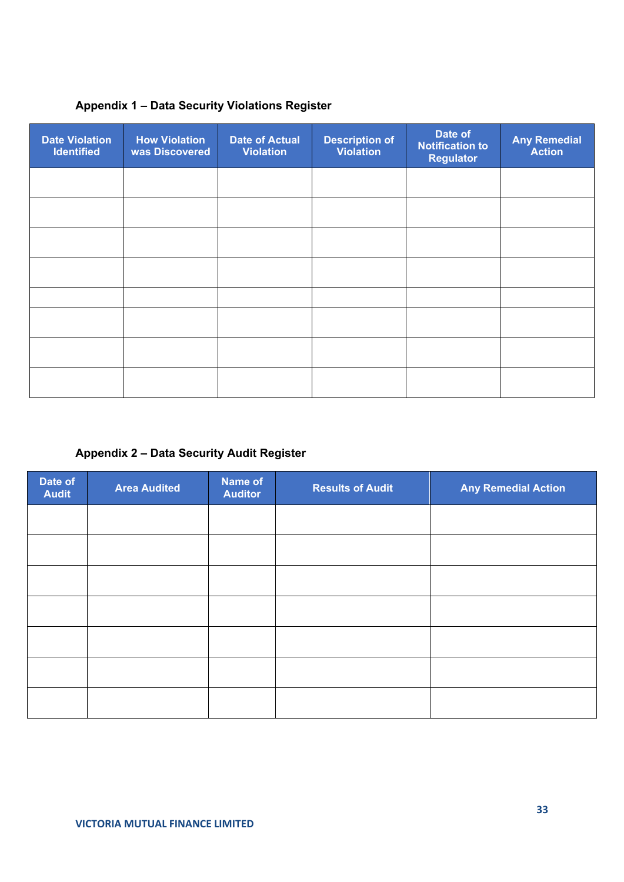**Appendix 1 – Data Security Violations Register**

| Date Violation Identified | How Violation was Discovered | Date of Actual Violation | Description of Violation | Date of Notification to Regulator | Any Remedial Action |
|---|---|---|---|---|---|
| | | | | | |
| | | | | | |
| | | | | | |
| | | | | | |
| | | | | | |
| | | | | | |
| | | | | | |
| | | | | | |

**Appendix 2 – Data Security Audit Register**

| Date of Audit | Area Audited | Name of Auditor | Results of Audit | Any Remedial Action |
|---|---|---|---|---|
| | | | | |
| | | | | |
| | | | | |
| | | | | |
| | | | | |
| | | | | |
| | | | | |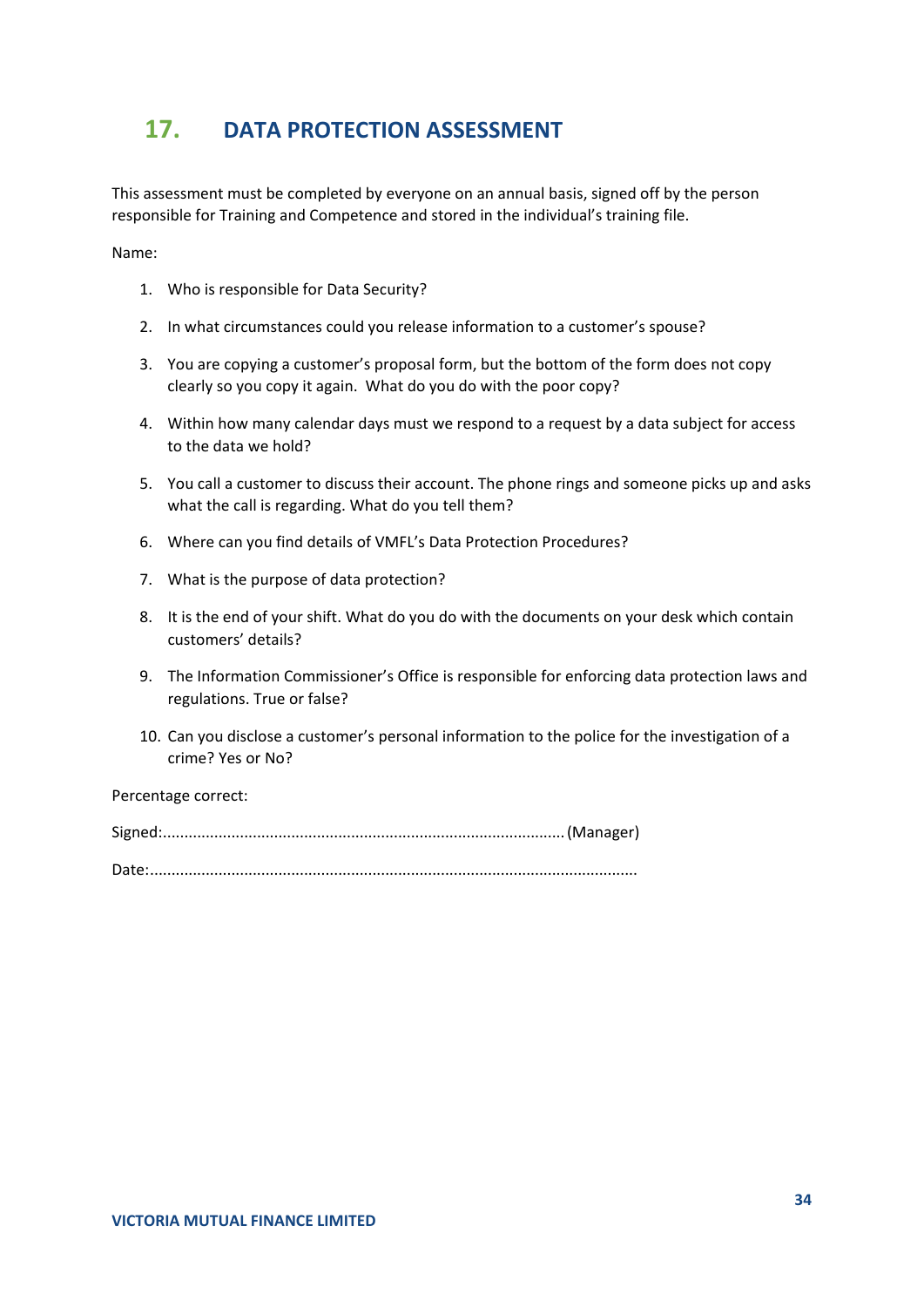## 17. DATA PROTECTION ASSESSMENT

This assessment must be completed by everyone on an annual basis, signed off by the person responsible for Training and Competence and stored in the individual's training file.

Name:

1. Who is responsible for Data Security?
2. In what circumstances could you release information to a customer's spouse?
3. You are copying a customer's proposal form, but the bottom of the form does not copy clearly so you copy it again. What do you do with the poor copy?
4. Within how many calendar days must we respond to a request by a data subject for access to the data we hold?
5. You call a customer to discuss their account. The phone rings and someone picks up and asks what the call is regarding. What do you tell them?
6. Where can you find details of VMFL's Data Protection Procedures?
7. What is the purpose of data protection?
8. It is the end of your shift. What do you do with the documents on your desk which contain customers' details?
9. The Information Commissioner's Office is responsible for enforcing data protection laws and regulations. True or false?
10. Can you disclose a customer's personal information to the police for the investigation of a crime? Yes or No?

Percentage correct:

Signed:............................................................................................(Manager)

Date:................................................................................................................